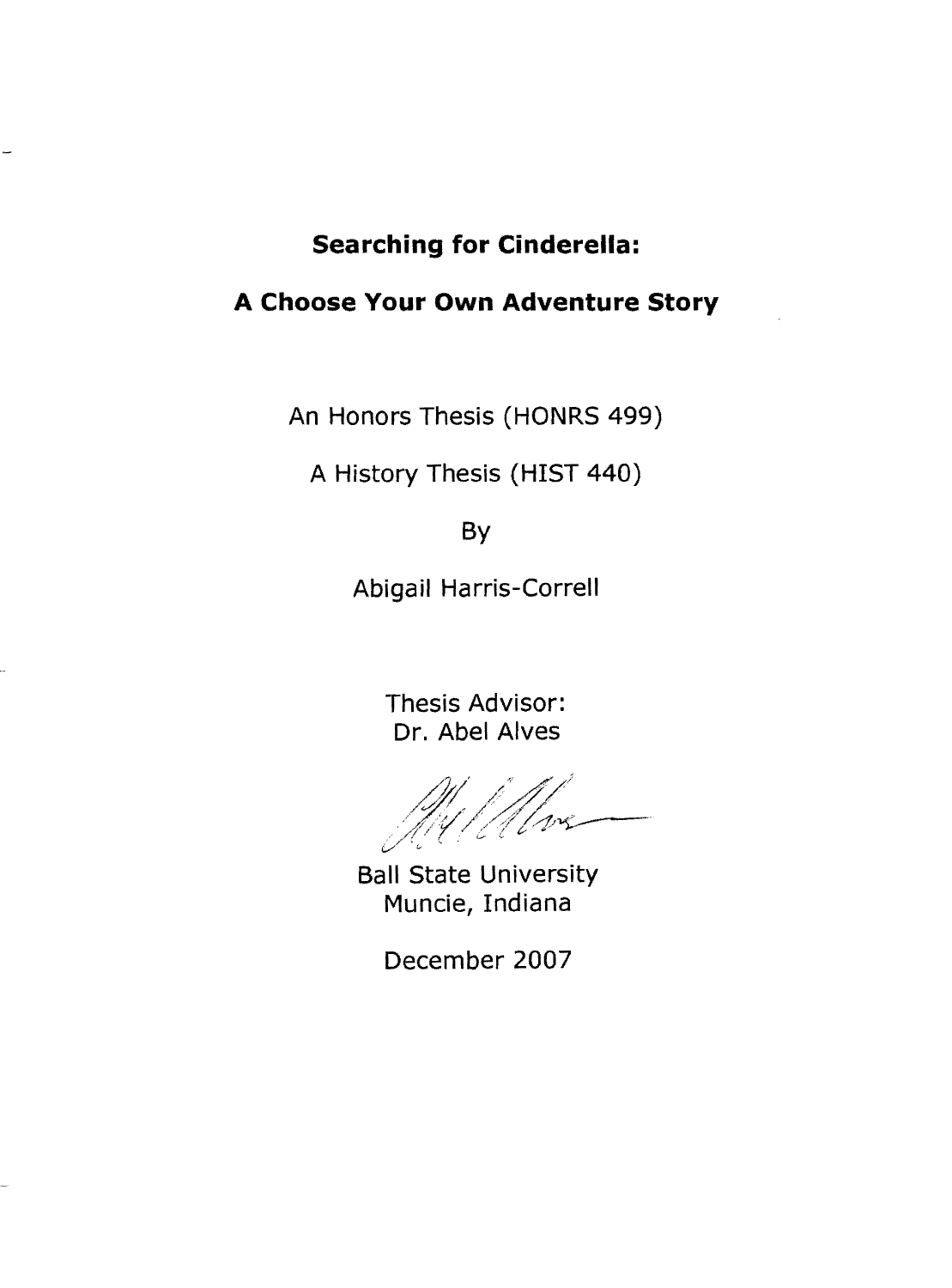# Searching for Cinderella:

# A Choose Your Own Adventure Story

An Honors Thesis (HONRS 499)

A History Thesis (HIST 440)

By

Abigail Harris-Correll

Thesis Advisor:
Dr. Abel Alves

Ball State University
Muncie, Indiana

December 2007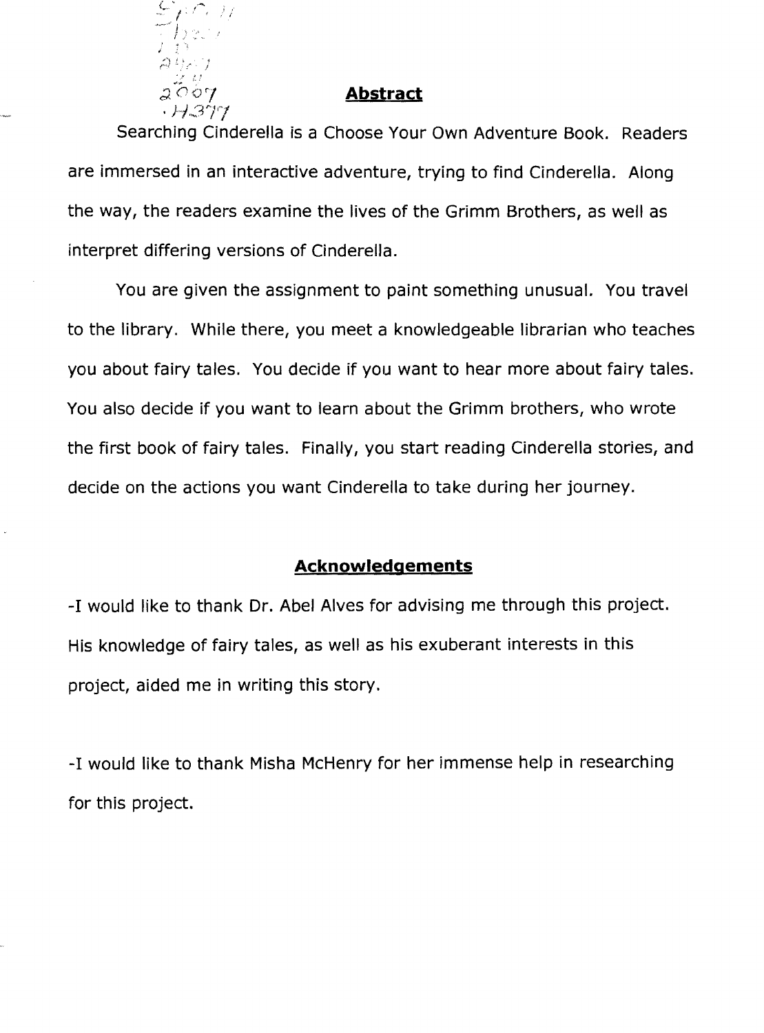## Abstract

Searching Cinderella is a Choose Your Own Adventure Book. Readers are immersed in an interactive adventure, trying to find Cinderella. Along the way, the readers examine the lives of the Grimm Brothers, as well as interpret differing versions of Cinderella.

You are given the assignment to paint something unusual. You travel to the library. While there, you meet a knowledgeable librarian who teaches you about fairy tales. You decide if you want to hear more about fairy tales. You also decide if you want to learn about the Grimm brothers, who wrote the first book of fairy tales. Finally, you start reading Cinderella stories, and decide on the actions you want Cinderella to take during her journey.

## Acknowledgements

-I would like to thank Dr. Abel Alves for advising me through this project. His knowledge of fairy tales, as well as his exuberant interests in this project, aided me in writing this story.

-I would like to thank Misha McHenry for her immense help in researching for this project.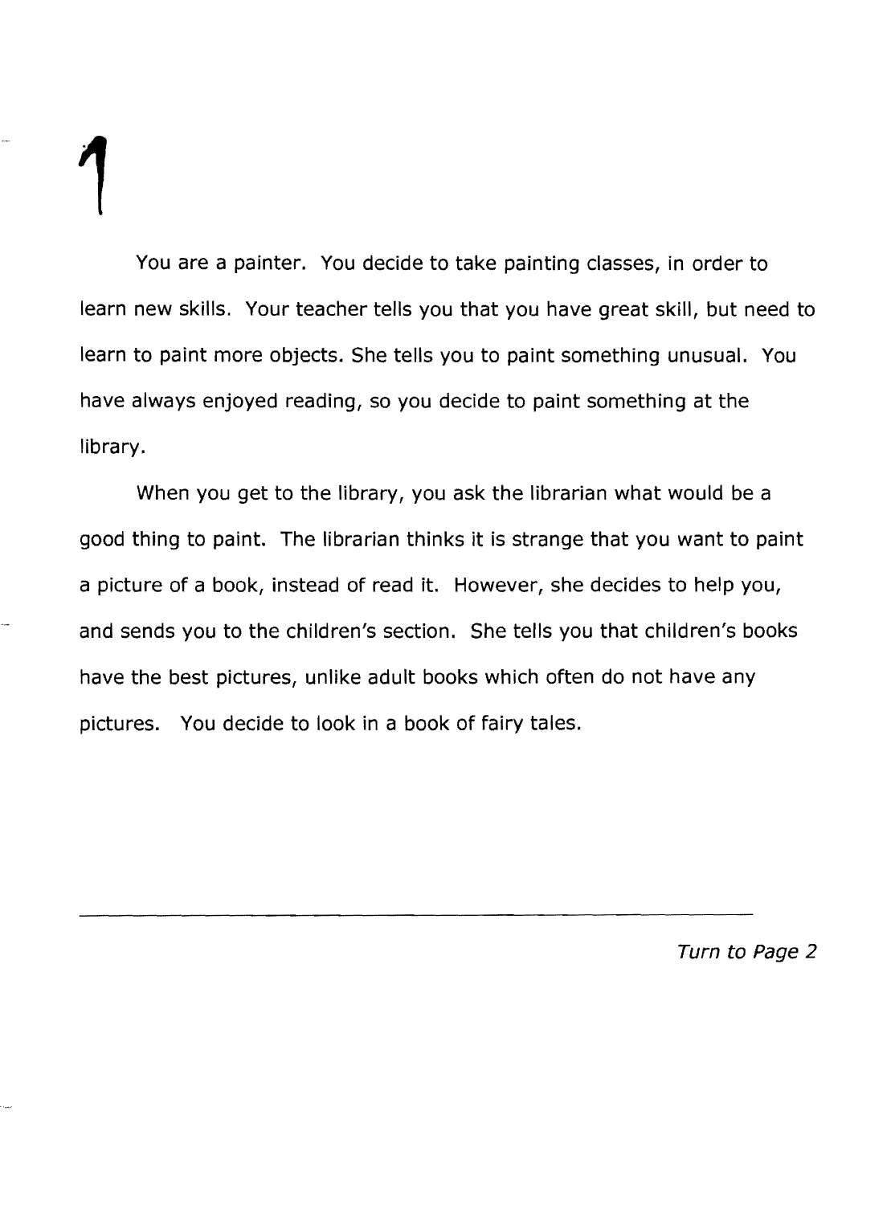# 1

You are a painter. You decide to take painting classes, in order to learn new skills. Your teacher tells you that you have great skill, but need to learn to paint more objects. She tells you to paint something unusual. You have always enjoyed reading, so you decide to paint something at the library.

When you get to the library, you ask the librarian what would be a good thing to paint. The librarian thinks it is strange that you want to paint a picture of a book, instead of read it. However, she decides to help you, and sends you to the children's section. She tells you that children's books have the best pictures, unlike adult books which often do not have any pictures. You decide to look in a book of fairy tales.

---

*Turn to Page 2*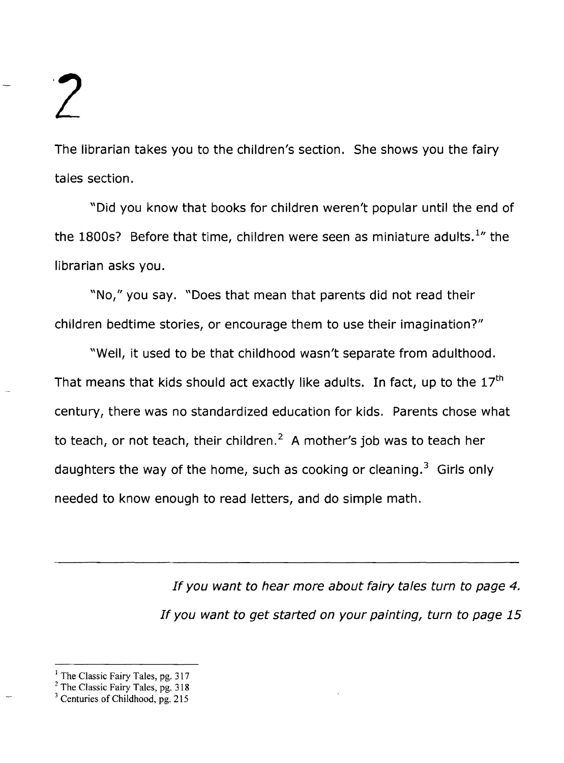# 2

The librarian takes you to the children's section. She shows you the fairy tales section.

"Did you know that books for children weren't popular until the end of the 1800s? Before that time, children were seen as miniature adults.[1]" the librarian asks you.

"No," you say. "Does that mean that parents did not read their children bedtime stories, or encourage them to use their imagination?"

"Well, it used to be that childhood wasn't separate from adulthood. That means that kids should act exactly like adults. In fact, up to the 17th century, there was no standardized education for kids. Parents chose what to teach, or not teach, their children.[2] A mother's job was to teach her daughters the way of the home, such as cooking or cleaning.[3] Girls only needed to know enough to read letters, and do simple math.

---

*If you want to hear more about fairy tales turn to page 4.*

*If you want to get started on your painting, turn to page 15*

---

[1] The Classic Fairy Tales, pg. 317

[2] The Classic Fairy Tales, pg. 318

[3] Centuries of Childhood, pg. 215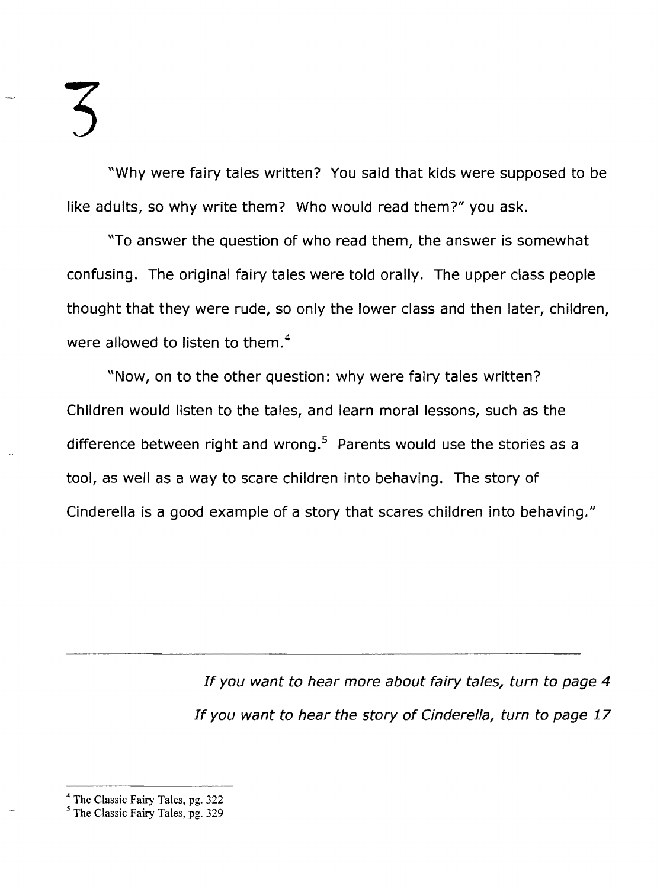# 3

"Why were fairy tales written? You said that kids were supposed to be like adults, so why write them? Who would read them?" you ask.

"To answer the question of who read them, the answer is somewhat confusing. The original fairy tales were told orally. The upper class people thought that they were rude, so only the lower class and then later, children, were allowed to listen to them.[4]

"Now, on to the other question: why were fairy tales written? Children would listen to the tales, and learn moral lessons, such as the difference between right and wrong.[5] Parents would use the stories as a tool, as well as a way to scare children into behaving. The story of Cinderella is a good example of a story that scares children into behaving."

---

*If you want to hear more about fairy tales, turn to page 4*

*If you want to hear the story of Cinderella, turn to page 17*

---

[4] The Classic Fairy Tales, pg. 322

[5] The Classic Fairy Tales, pg. 329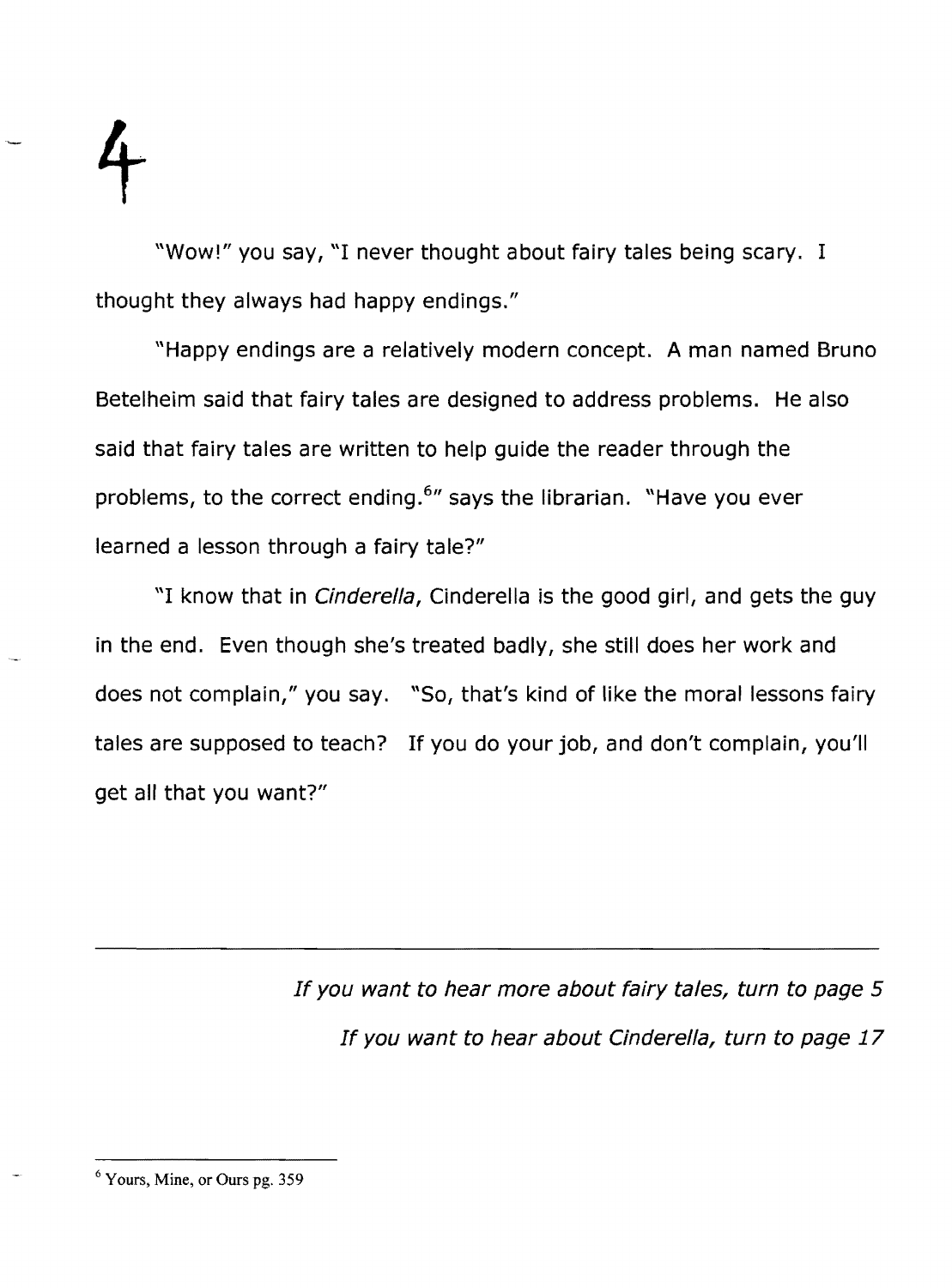# 4

"Wow!" you say, "I never thought about fairy tales being scary. I thought they always had happy endings."

"Happy endings are a relatively modern concept. A man named Bruno Betelheim said that fairy tales are designed to address problems. He also said that fairy tales are written to help guide the reader through the problems, to the correct ending.[6]" says the librarian. "Have you ever learned a lesson through a fairy tale?"

"I know that in *Cinderella*, Cinderella is the good girl, and gets the guy in the end. Even though she's treated badly, she still does her work and does not complain," you say. "So, that's kind of like the moral lessons fairy tales are supposed to teach? If you do your job, and don't complain, you'll get all that you want?"

---

*If you want to hear more about fairy tales, turn to page 5*

*If you want to hear about Cinderella, turn to page 17*

[6] Yours, Mine, or Ours pg. 359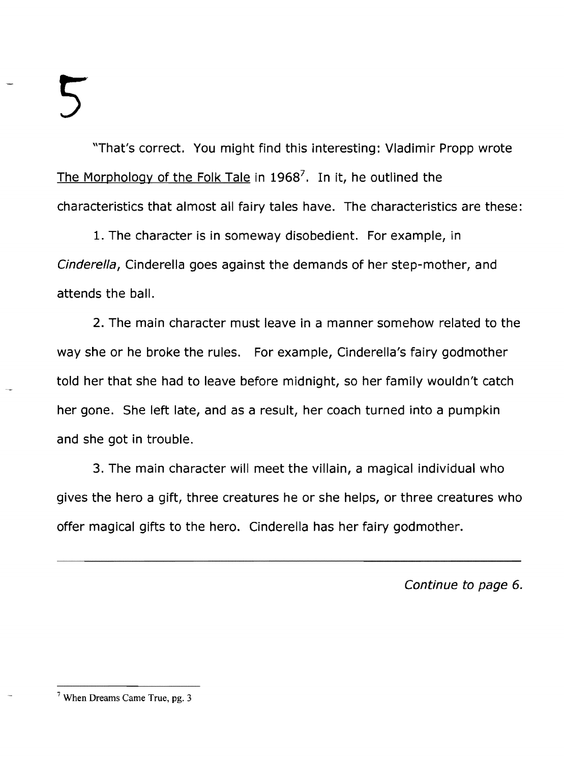"That's correct. You might find this interesting: Vladimir Propp wrote The Morphology of the Folk Tale in 1968[7]. In it, he outlined the characteristics that almost all fairy tales have. The characteristics are these:

1. The character is in someway disobedient. For example, in *Cinderella*, Cinderella goes against the demands of her step-mother, and attends the ball.

2. The main character must leave in a manner somehow related to the way she or he broke the rules. For example, Cinderella's fairy godmother told her that she had to leave before midnight, so her family wouldn't catch her gone. She left late, and as a result, her coach turned into a pumpkin and she got in trouble.

3. The main character will meet the villain, a magical individual who gives the hero a gift, three creatures he or she helps, or three creatures who offer magical gifts to the hero. Cinderella has her fairy godmother.

---

*Continue to page 6.*

[7] When Dreams Came True, pg. 3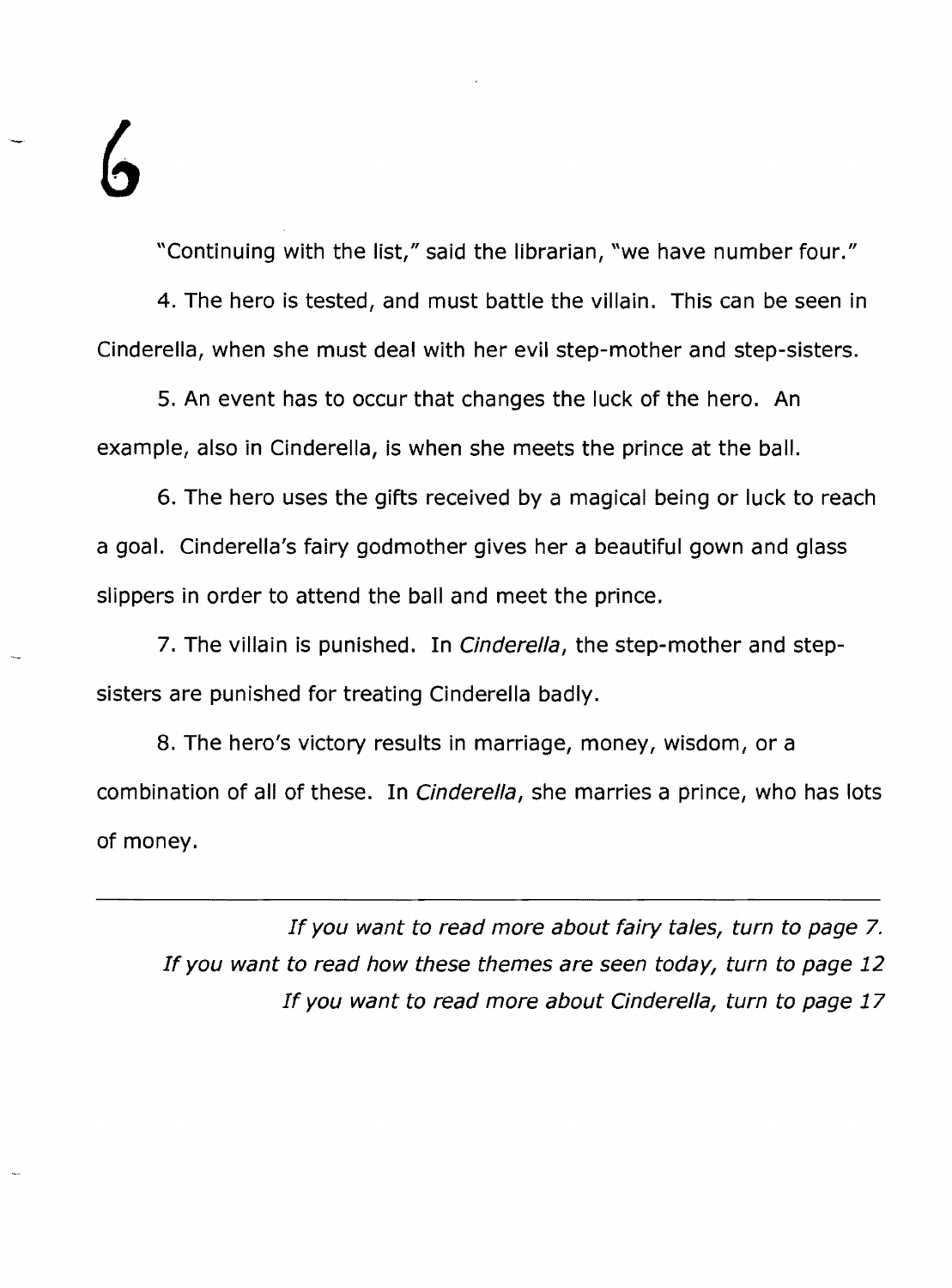# 6

"Continuing with the list," said the librarian, "we have number four."

4. The hero is tested, and must battle the villain. This can be seen in Cinderella, when she must deal with her evil step-mother and step-sisters.

5. An event has to occur that changes the luck of the hero. An example, also in Cinderella, is when she meets the prince at the ball.

6. The hero uses the gifts received by a magical being or luck to reach a goal. Cinderella's fairy godmother gives her a beautiful gown and glass slippers in order to attend the ball and meet the prince.

7. The villain is punished. In *Cinderella*, the step-mother and step-sisters are punished for treating Cinderella badly.

8. The hero's victory results in marriage, money, wisdom, or a combination of all of these. In *Cinderella*, she marries a prince, who has lots of money.

---

*If you want to read more about fairy tales, turn to page 7.*

*If you want to read how these themes are seen today, turn to page 12*

*If you want to read more about Cinderella, turn to page 17*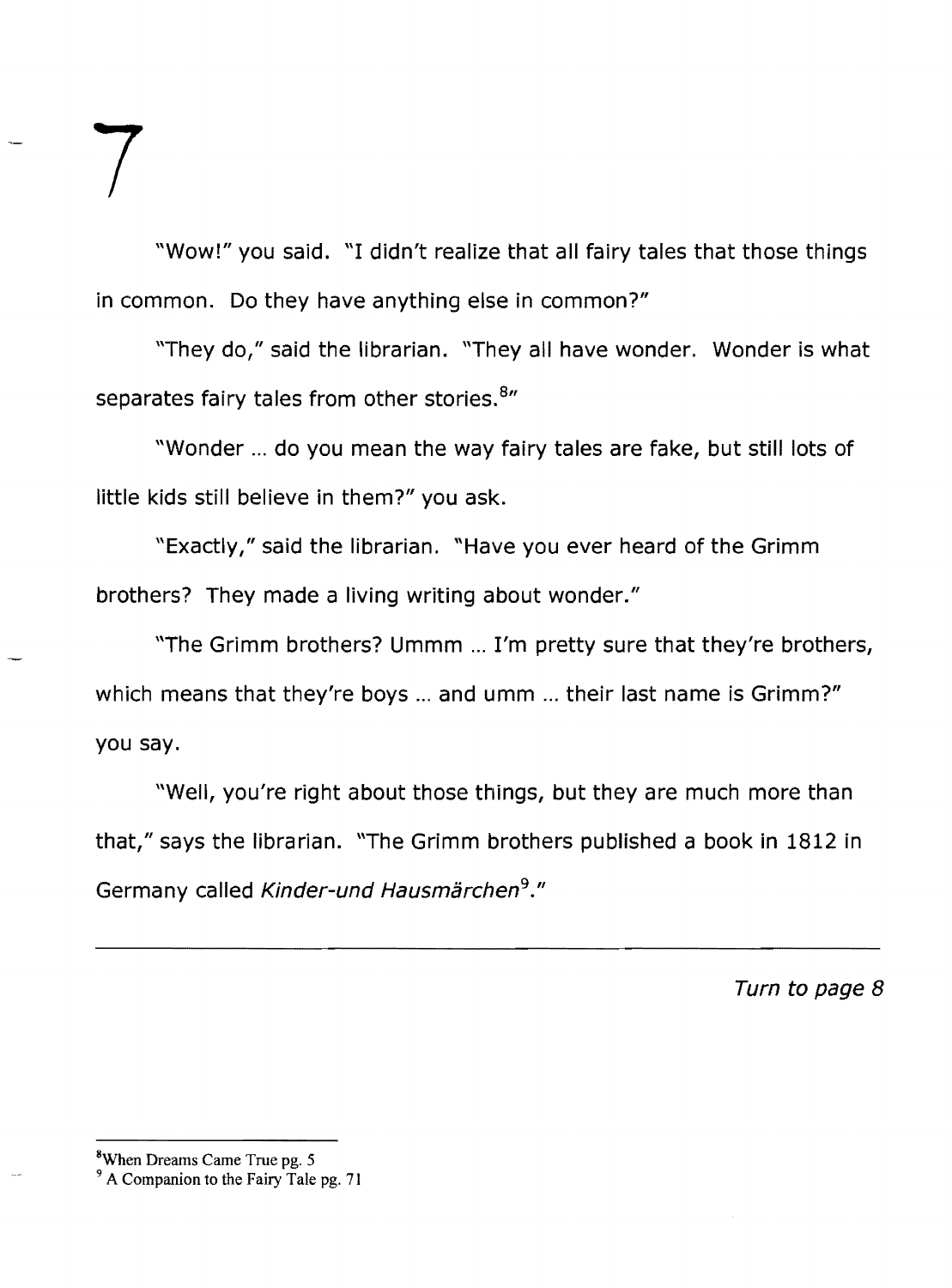# 7

"Wow!" you said. "I didn't realize that all fairy tales that those things in common. Do they have anything else in common?"

"They do," said the librarian. "They all have wonder. Wonder is what separates fairy tales from other stories.[8]"

"Wonder ... do you mean the way fairy tales are fake, but still lots of little kids still believe in them?" you ask.

"Exactly," said the librarian. "Have you ever heard of the Grimm brothers? They made a living writing about wonder."

"The Grimm brothers? Ummm ... I'm pretty sure that they're brothers, which means that they're boys ... and umm ... their last name is Grimm?" you say.

"Well, you're right about those things, but they are much more than that," says the librarian. "The Grimm brothers published a book in 1812 in Germany called *Kinder-und Hausmärchen*[9]."

---

*Turn to page 8*

---

[8] When Dreams Came True pg. 5

[9] A Companion to the Fairy Tale pg. 71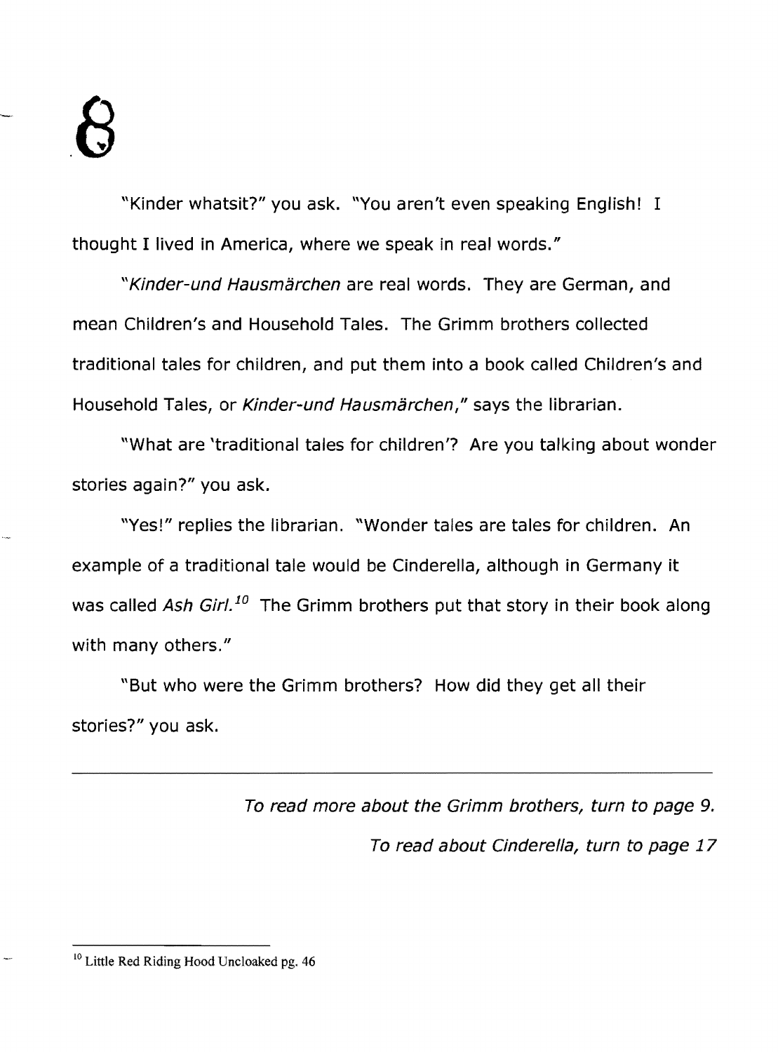# 8

"Kinder whatsit?" you ask. "You aren't even speaking English! I thought I lived in America, where we speak in real words."

"*Kinder-und Hausmärchen* are real words. They are German, and mean Children's and Household Tales. The Grimm brothers collected traditional tales for children, and put them into a book called Children's and Household Tales, or *Kinder-und Hausmärchen*," says the librarian.

"What are 'traditional tales for children'? Are you talking about wonder stories again?" you ask.

"Yes!" replies the librarian. "Wonder tales are tales for children. An example of a traditional tale would be Cinderella, although in Germany it was called *Ash Girl.*[10] The Grimm brothers put that story in their book along with many others."

"But who were the Grimm brothers? How did they get all their stories?" you ask.

---

*To read more about the Grimm brothers, turn to page 9.*

*To read about Cinderella, turn to page 17*

[10] Little Red Riding Hood Uncloaked pg. 46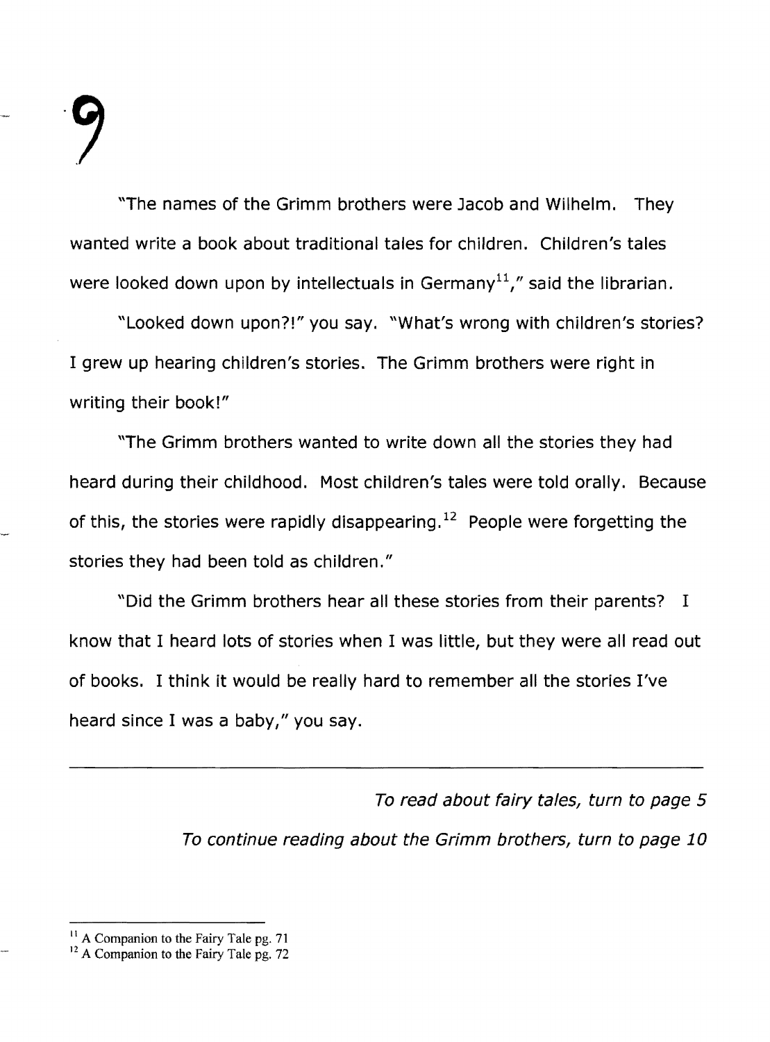"The names of the Grimm brothers were Jacob and Wilhelm. They wanted write a book about traditional tales for children. Children's tales were looked down upon by intellectuals in Germany[11]," said the librarian.

"Looked down upon?!" you say. "What's wrong with children's stories? I grew up hearing children's stories. The Grimm brothers were right in writing their book!"

"The Grimm brothers wanted to write down all the stories they had heard during their childhood. Most children's tales were told orally. Because of this, the stories were rapidly disappearing.[12] People were forgetting the stories they had been told as children."

"Did the Grimm brothers hear all these stories from their parents? I know that I heard lots of stories when I was little, but they were all read out of books. I think it would be really hard to remember all the stories I've heard since I was a baby," you say.

---

*To read about fairy tales, turn to page 5*

*To continue reading about the Grimm brothers, turn to page 10*

---

[11] A Companion to the Fairy Tale pg. 71

[12] A Companion to the Fairy Tale pg. 72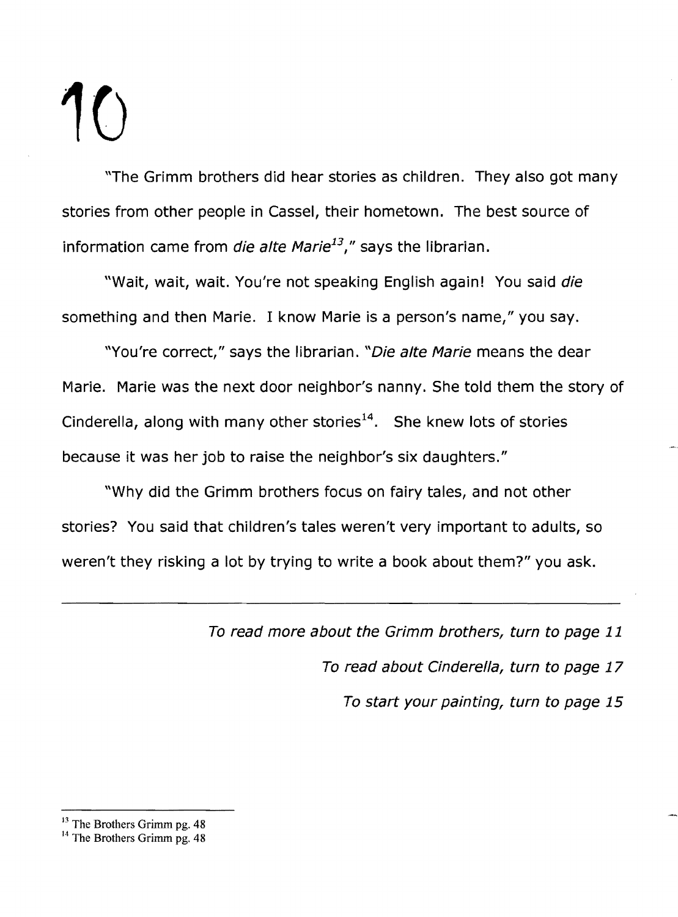# 10

"The Grimm brothers did hear stories as children. They also got many stories from other people in Cassel, their hometown. The best source of information came from *die alte Marie*[13]," says the librarian.

"Wait, wait, wait. You're not speaking English again! You said *die* something and then Marie. I know Marie is a person's name," you say.

"You're correct," says the librarian. "*Die alte Marie* means the dear Marie. Marie was the next door neighbor's nanny. She told them the story of Cinderella, along with many other stories[14]. She knew lots of stories because it was her job to raise the neighbor's six daughters."

"Why did the Grimm brothers focus on fairy tales, and not other stories? You said that children's tales weren't very important to adults, so weren't they risking a lot by trying to write a book about them?" you ask.

---

*To read more about the Grimm brothers, turn to page 11*

*To read about Cinderella, turn to page 17*

*To start your painting, turn to page 15*

---

[13] The Brothers Grimm pg. 48

[14] The Brothers Grimm pg. 48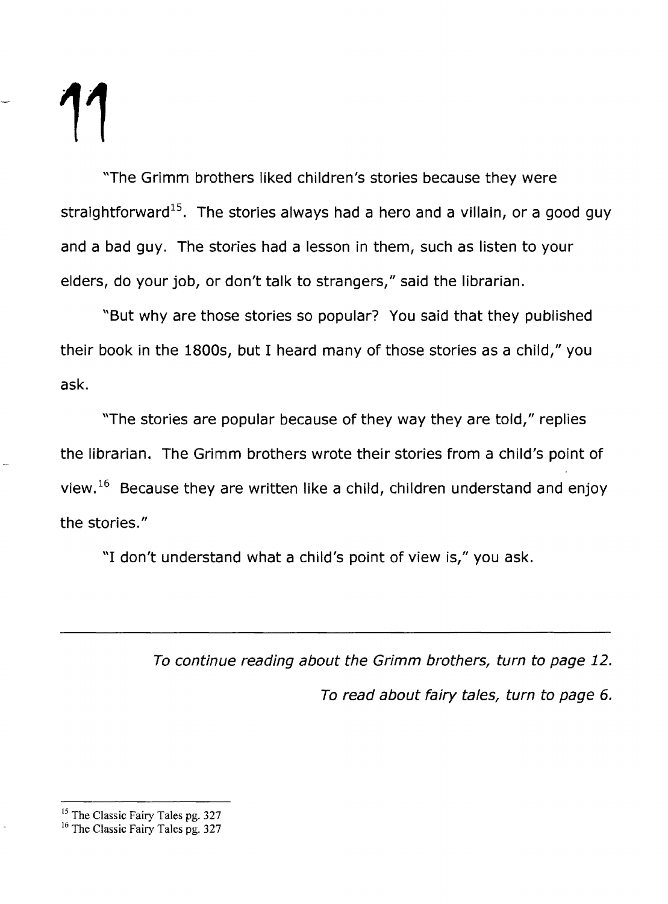# 11

"The Grimm brothers liked children's stories because they were straightforward[15]. The stories always had a hero and a villain, or a good guy and a bad guy. The stories had a lesson in them, such as listen to your elders, do your job, or don't talk to strangers," said the librarian.

"But why are those stories so popular? You said that they published their book in the 1800s, but I heard many of those stories as a child," you ask.

"The stories are popular because of they way they are told," replies the librarian. The Grimm brothers wrote their stories from a child's point of view.[16] Because they are written like a child, children understand and enjoy the stories."

"I don't understand what a child's point of view is," you ask.

---

*To continue reading about the Grimm brothers, turn to page 12.*

*To read about fairy tales, turn to page 6.*

---

[15] The Classic Fairy Tales pg. 327

[16] The Classic Fairy Tales pg. 327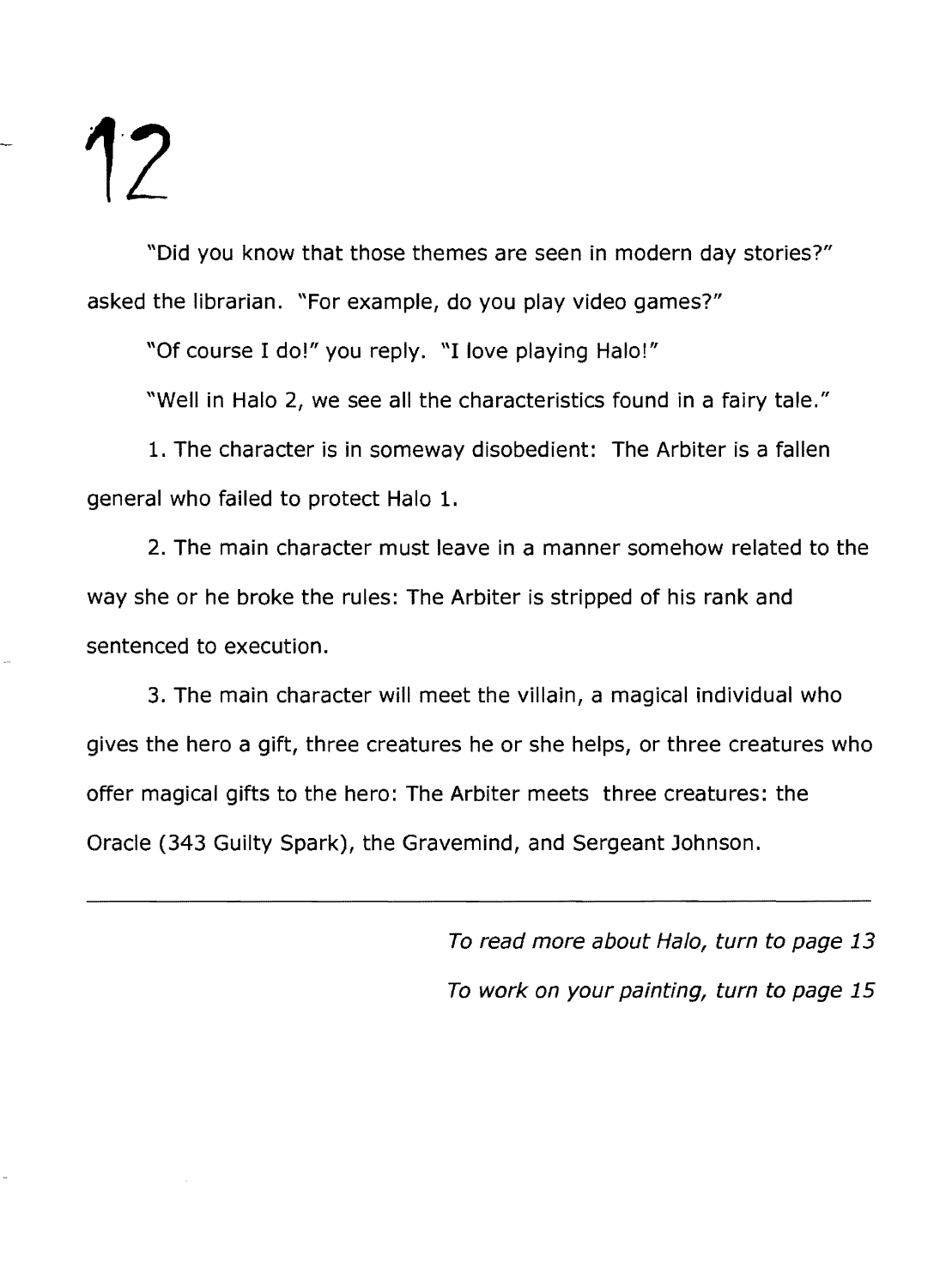# 12

"Did you know that those themes are seen in modern day stories?" asked the librarian. "For example, do you play video games?"

"Of course I do!" you reply. "I love playing Halo!"

"Well in Halo 2, we see all the characteristics found in a fairy tale."

1. The character is in someway disobedient: The Arbiter is a fallen general who failed to protect Halo 1.

2. The main character must leave in a manner somehow related to the way she or he broke the rules: The Arbiter is stripped of his rank and sentenced to execution.

3. The main character will meet the villain, a magical individual who gives the hero a gift, three creatures he or she helps, or three creatures who offer magical gifts to the hero: The Arbiter meets three creatures: the Oracle (343 Guilty Spark), the Gravemind, and Sergeant Johnson.

---

*To read more about Halo, turn to page 13*

*To work on your painting, turn to page 15*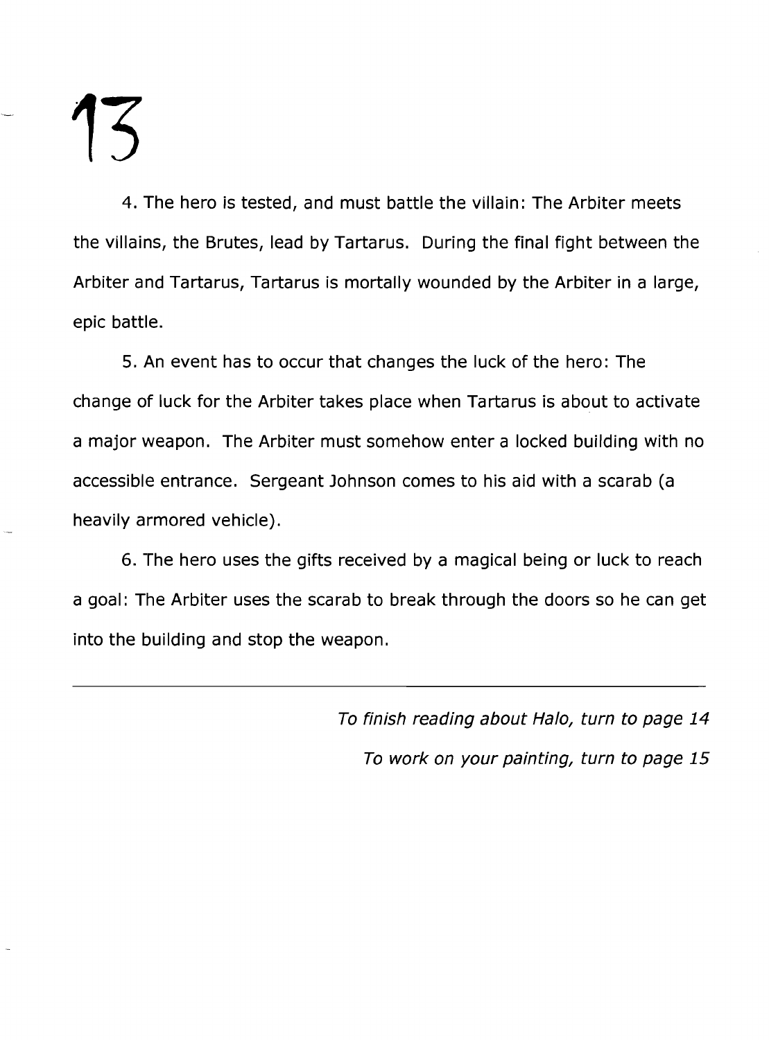4. The hero is tested, and must battle the villain: The Arbiter meets the villains, the Brutes, lead by Tartarus. During the final fight between the Arbiter and Tartarus, Tartarus is mortally wounded by the Arbiter in a large, epic battle.

5. An event has to occur that changes the luck of the hero: The change of luck for the Arbiter takes place when Tartarus is about to activate a major weapon. The Arbiter must somehow enter a locked building with no accessible entrance. Sergeant Johnson comes to his aid with a scarab (a heavily armored vehicle).

6. The hero uses the gifts received by a magical being or luck to reach a goal: The Arbiter uses the scarab to break through the doors so he can get into the building and stop the weapon.

---

*To finish reading about Halo, turn to page 14*

*To work on your painting, turn to page 15*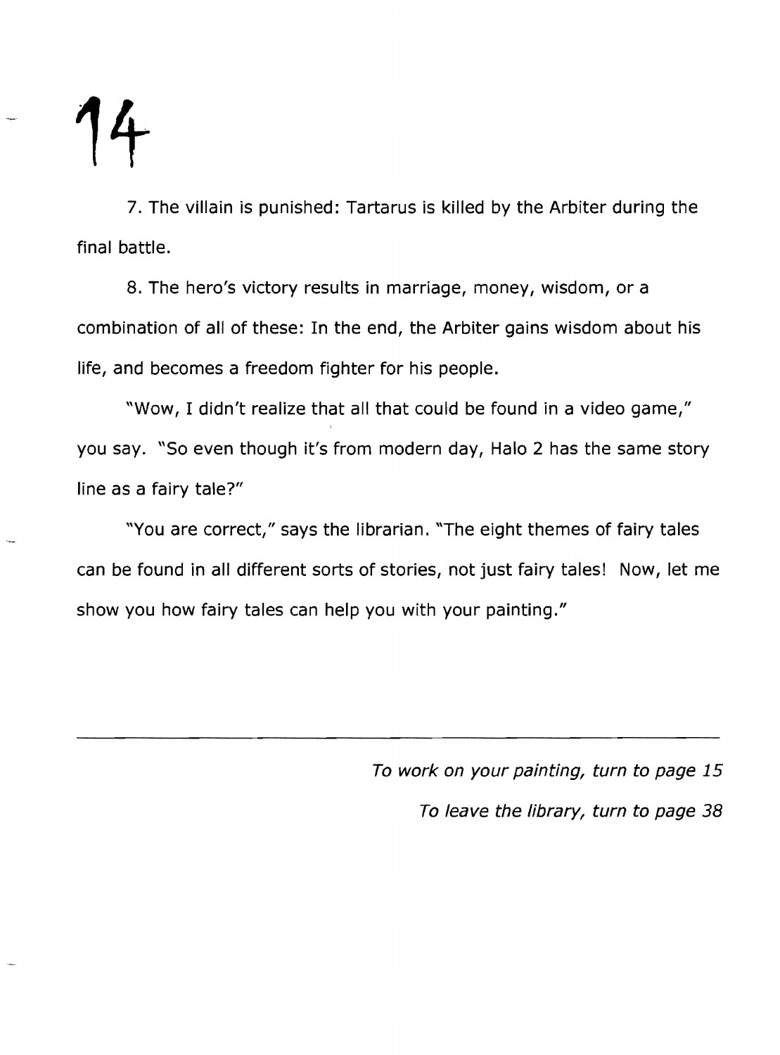7. The villain is punished: Tartarus is killed by the Arbiter during the final battle.

8. The hero's victory results in marriage, money, wisdom, or a combination of all of these: In the end, the Arbiter gains wisdom about his life, and becomes a freedom fighter for his people.

"Wow, I didn't realize that all that could be found in a video game," you say. "So even though it's from modern day, Halo 2 has the same story line as a fairy tale?"

"You are correct," says the librarian. "The eight themes of fairy tales can be found in all different sorts of stories, not just fairy tales! Now, let me show you how fairy tales can help you with your painting."

---

*To work on your painting, turn to page 15*

*To leave the library, turn to page 38*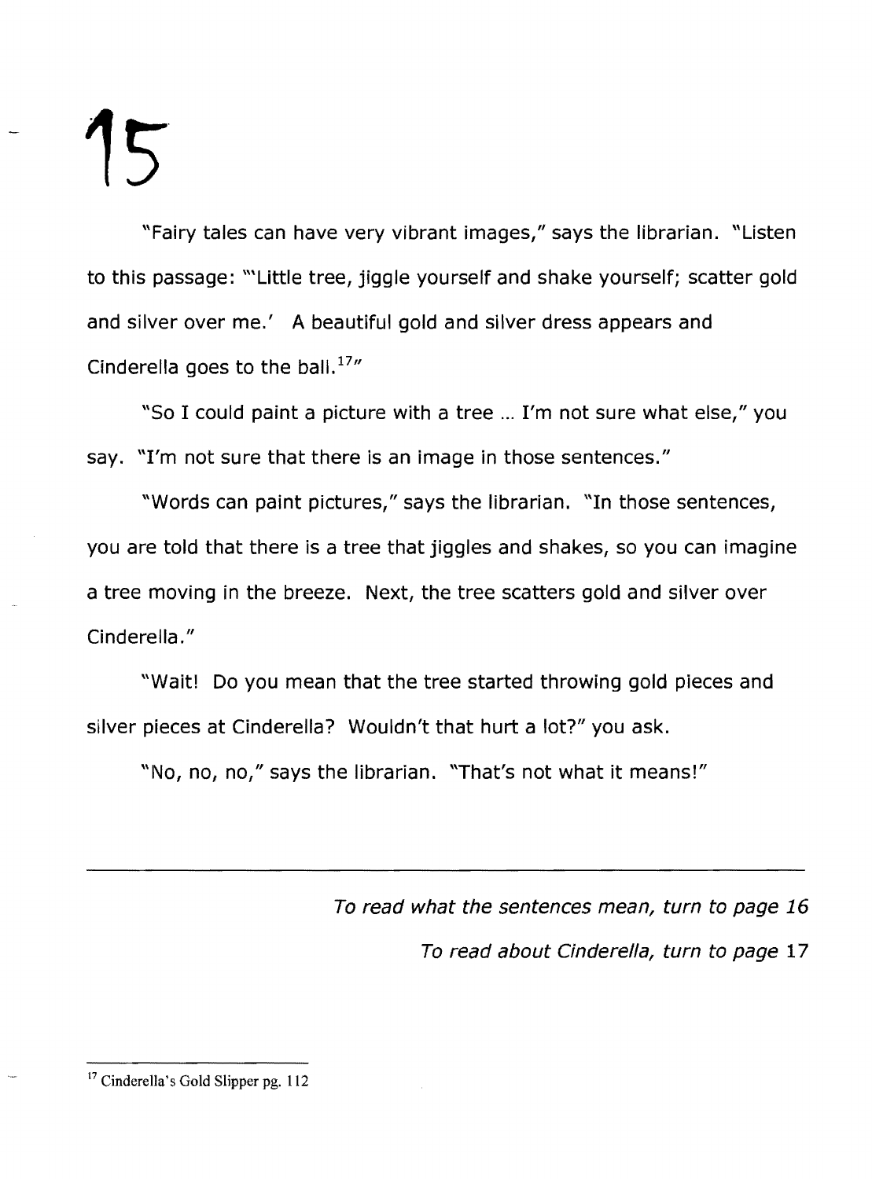# 15

"Fairy tales can have very vibrant images," says the librarian. "Listen to this passage: "'Little tree, jiggle yourself and shake yourself; scatter gold and silver over me.' A beautiful gold and silver dress appears and Cinderella goes to the ball.[17]"

"So I could paint a picture with a tree … I'm not sure what else," you say. "I'm not sure that there is an image in those sentences."

"Words can paint pictures," says the librarian. "In those sentences, you are told that there is a tree that jiggles and shakes, so you can imagine a tree moving in the breeze. Next, the tree scatters gold and silver over Cinderella."

"Wait! Do you mean that the tree started throwing gold pieces and silver pieces at Cinderella? Wouldn't that hurt a lot?" you ask.

"No, no, no," says the librarian. "That's not what it means!"

---

*To read what the sentences mean, turn to page 16*

*To read about Cinderella, turn to page* 17

---

[17] Cinderella's Gold Slipper pg. 112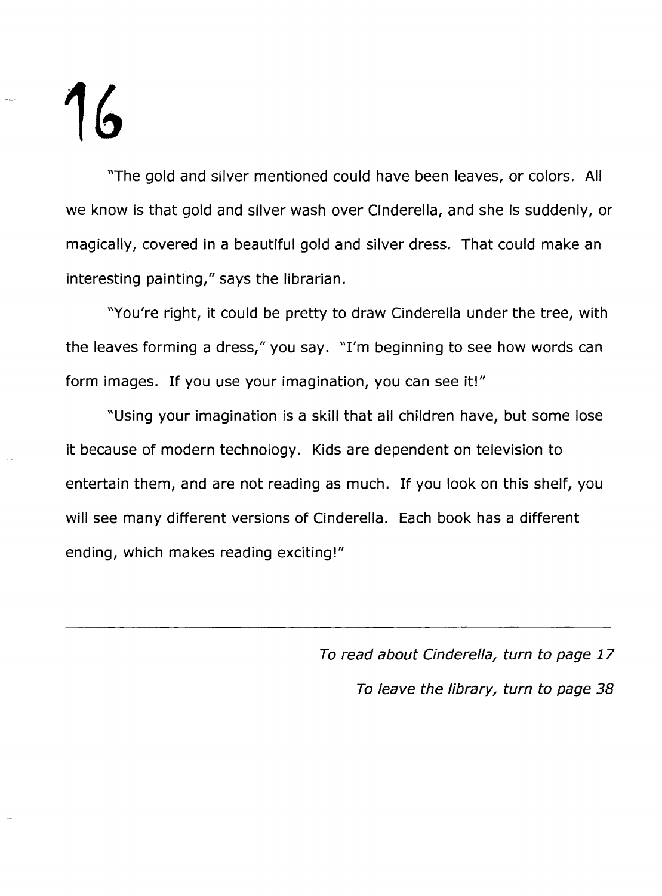# 16

"The gold and silver mentioned could have been leaves, or colors. All we know is that gold and silver wash over Cinderella, and she is suddenly, or magically, covered in a beautiful gold and silver dress. That could make an interesting painting," says the librarian.

"You're right, it could be pretty to draw Cinderella under the tree, with the leaves forming a dress," you say. "I'm beginning to see how words can form images. If you use your imagination, you can see it!"

"Using your imagination is a skill that all children have, but some lose it because of modern technology. Kids are dependent on television to entertain them, and are not reading as much. If you look on this shelf, you will see many different versions of Cinderella. Each book has a different ending, which makes reading exciting!"

---

*To read about Cinderella, turn to page 17*

*To leave the library, turn to page 38*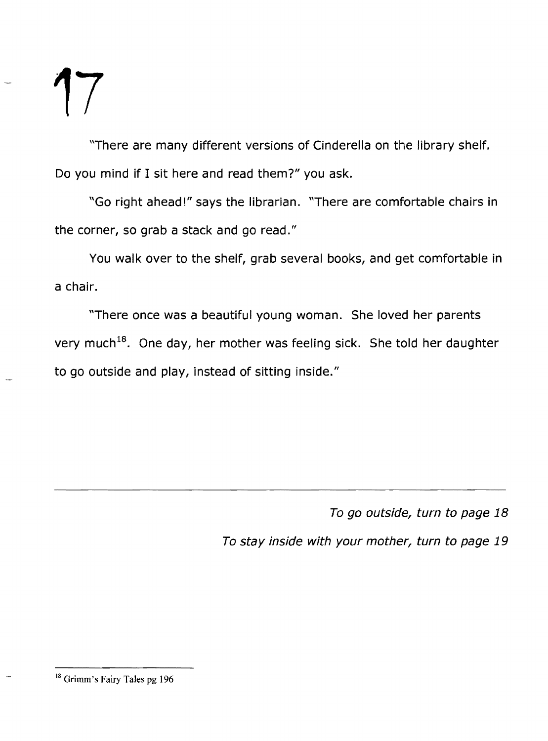# 17

"There are many different versions of Cinderella on the library shelf. Do you mind if I sit here and read them?" you ask.

"Go right ahead!" says the librarian. "There are comfortable chairs in the corner, so grab a stack and go read."

You walk over to the shelf, grab several books, and get comfortable in a chair.

"There once was a beautiful young woman. She loved her parents very much[18]. One day, her mother was feeling sick. She told her daughter to go outside and play, instead of sitting inside."

---

*To go outside, turn to page 18*

*To stay inside with your mother, turn to page 19*

---

[18] Grimm's Fairy Tales pg 196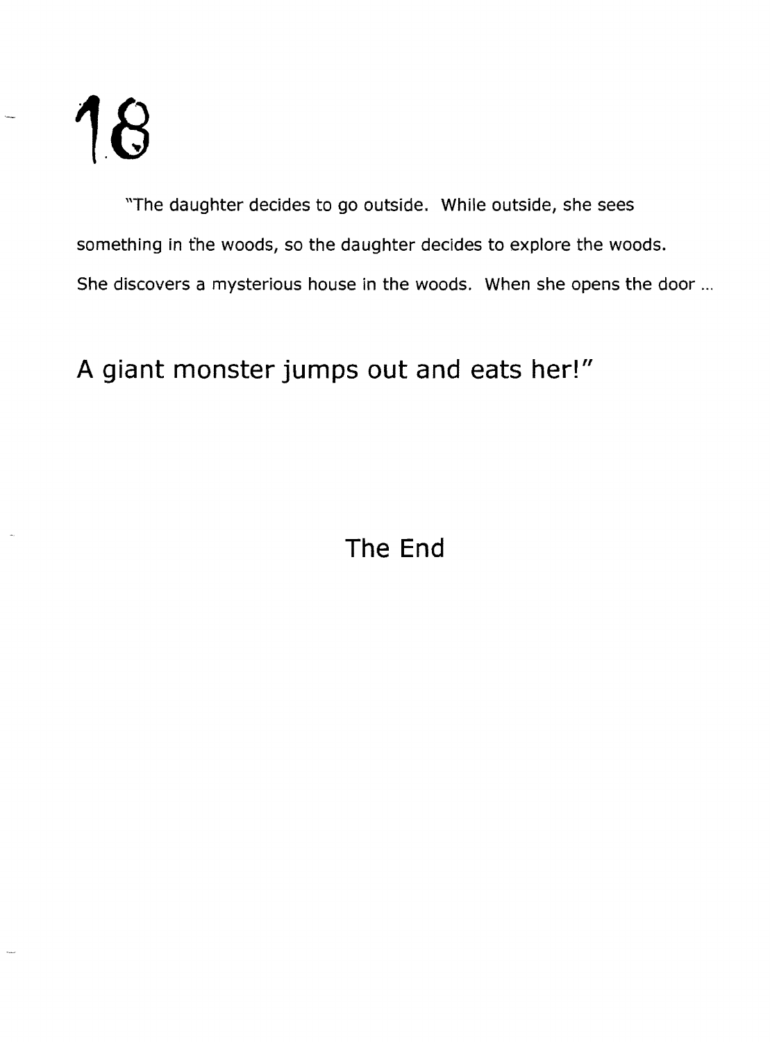"The daughter decides to go outside. While outside, she sees something in the woods, so the daughter decides to explore the woods. She discovers a mysterious house in the woods. When she opens the door ...

## A giant monster jumps out and eats her!"

## The End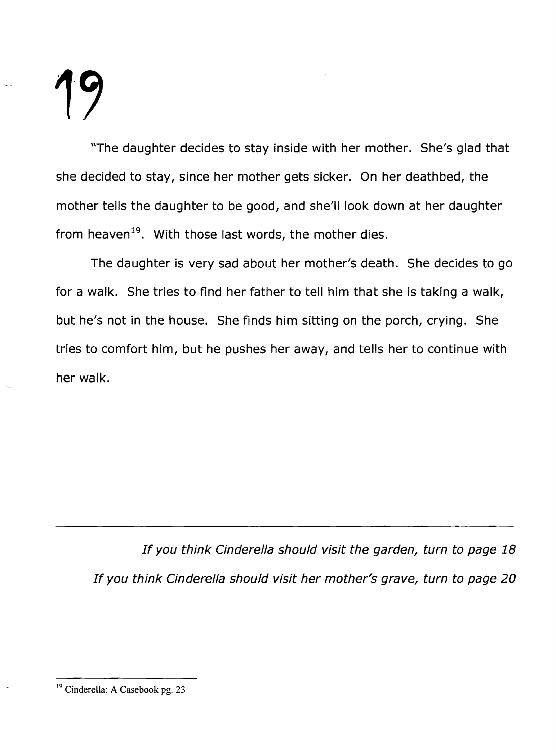# 19

"The daughter decides to stay inside with her mother. She's glad that she decided to stay, since her mother gets sicker. On her deathbed, the mother tells the daughter to be good, and she'll look down at her daughter from heaven[19]. With those last words, the mother dies.

The daughter is very sad about her mother's death. She decides to go for a walk. She tries to find her father to tell him that she is taking a walk, but he's not in the house. She finds him sitting on the porch, crying. She tries to comfort him, but he pushes her away, and tells her to continue with her walk.

---

*If you think Cinderella should visit the garden, turn to page 18*

*If you think Cinderella should visit her mother's grave, turn to page 20*

---

[19] Cinderella: A Casebook pg. 23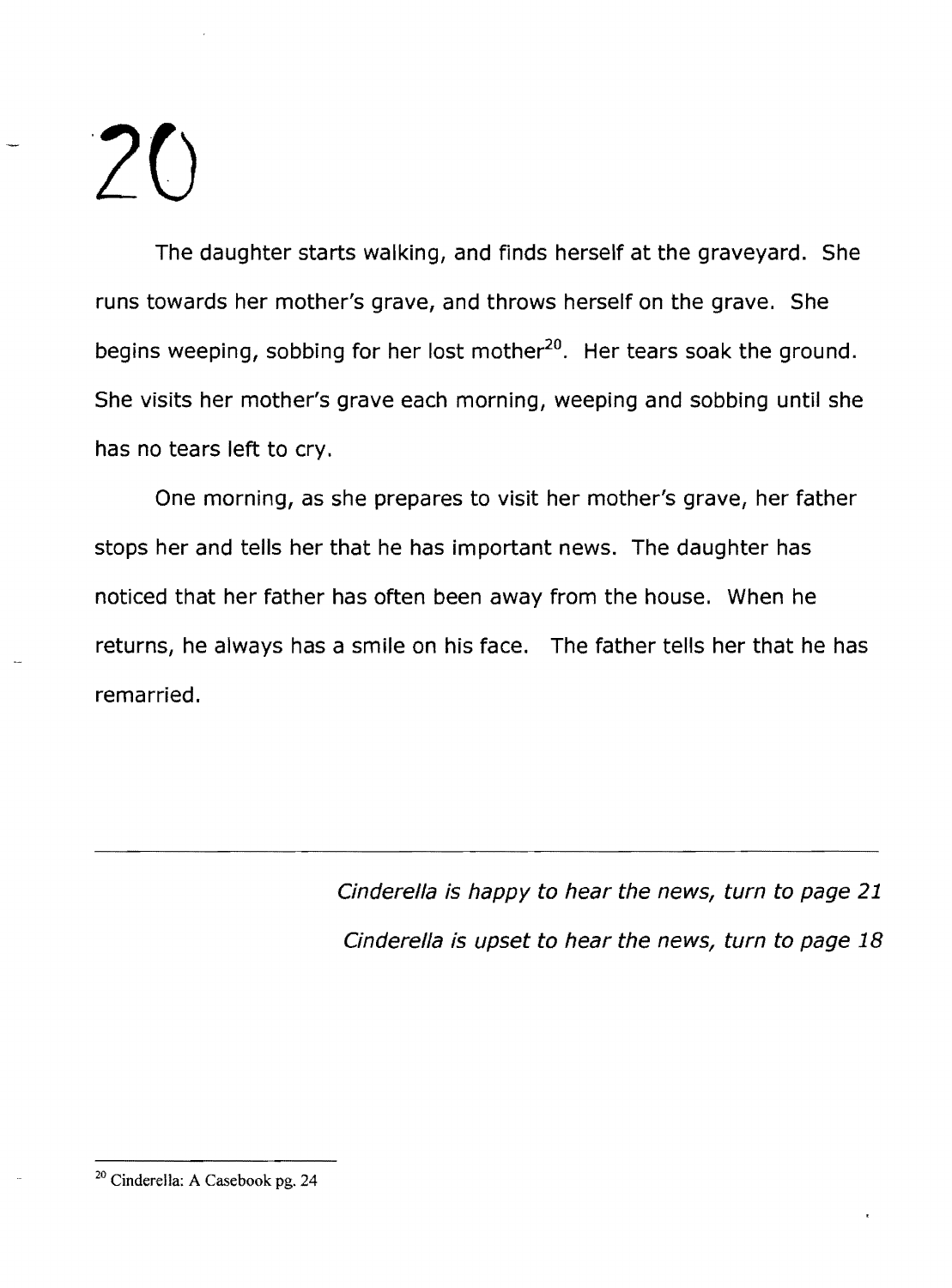# 20

The daughter starts walking, and finds herself at the graveyard. She runs towards her mother's grave, and throws herself on the grave. She begins weeping, sobbing for her lost mother[20]. Her tears soak the ground. She visits her mother's grave each morning, weeping and sobbing until she has no tears left to cry.

One morning, as she prepares to visit her mother's grave, her father stops her and tells her that he has important news. The daughter has noticed that her father has often been away from the house. When he returns, he always has a smile on his face. The father tells her that he has remarried.

---

*Cinderella is happy to hear the news, turn to page 21*

*Cinderella is upset to hear the news, turn to page 18*

---

[20] Cinderella: A Casebook pg. 24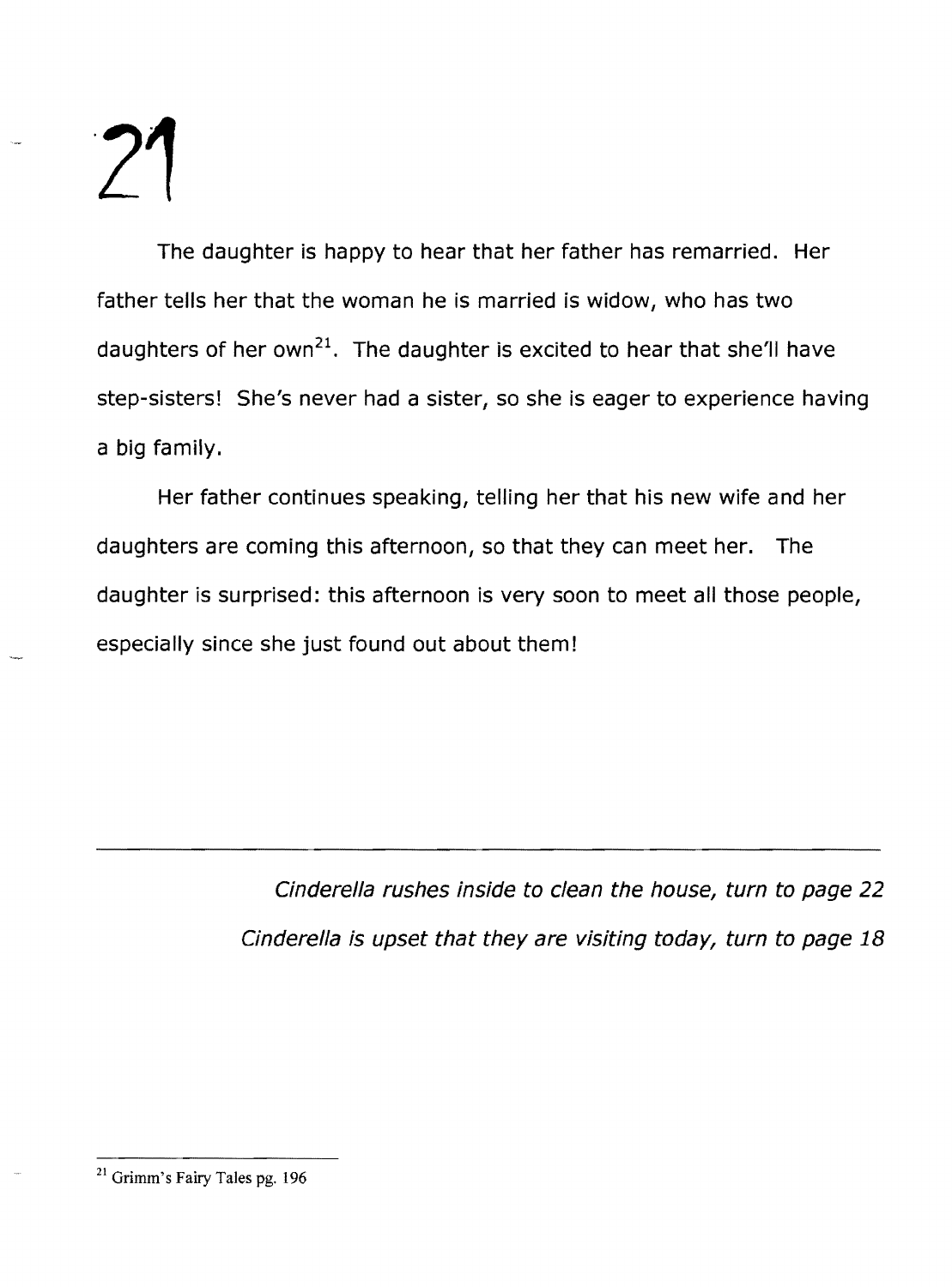# 21

The daughter is happy to hear that her father has remarried. Her father tells her that the woman he is married is widow, who has two daughters of her own[21]. The daughter is excited to hear that she'll have step-sisters! She's never had a sister, so she is eager to experience having a big family.

Her father continues speaking, telling her that his new wife and her daughters are coming this afternoon, so that they can meet her. The daughter is surprised: this afternoon is very soon to meet all those people, especially since she just found out about them!

---

*Cinderella rushes inside to clean the house, turn to page 22*

*Cinderella is upset that they are visiting today, turn to page 18*

---

[21] Grimm's Fairy Tales pg. 196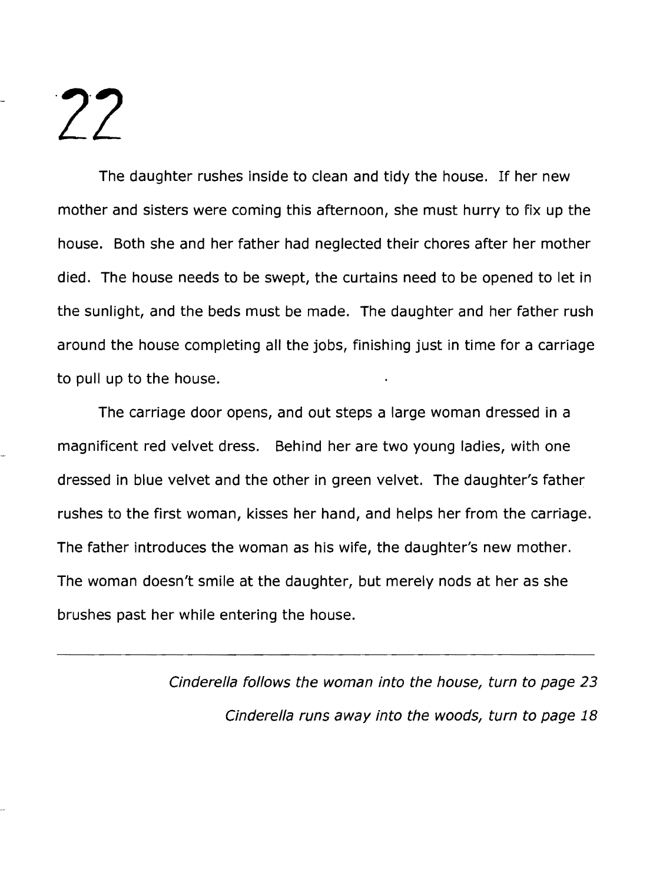# 22

The daughter rushes inside to clean and tidy the house. If her new mother and sisters were coming this afternoon, she must hurry to fix up the house. Both she and her father had neglected their chores after her mother died. The house needs to be swept, the curtains need to be opened to let in the sunlight, and the beds must be made. The daughter and her father rush around the house completing all the jobs, finishing just in time for a carriage to pull up to the house.

The carriage door opens, and out steps a large woman dressed in a magnificent red velvet dress. Behind her are two young ladies, with one dressed in blue velvet and the other in green velvet. The daughter's father rushes to the first woman, kisses her hand, and helps her from the carriage. The father introduces the woman as his wife, the daughter's new mother. The woman doesn't smile at the daughter, but merely nods at her as she brushes past her while entering the house.

---

*Cinderella follows the woman into the house, turn to page 23*

*Cinderella runs away into the woods, turn to page 18*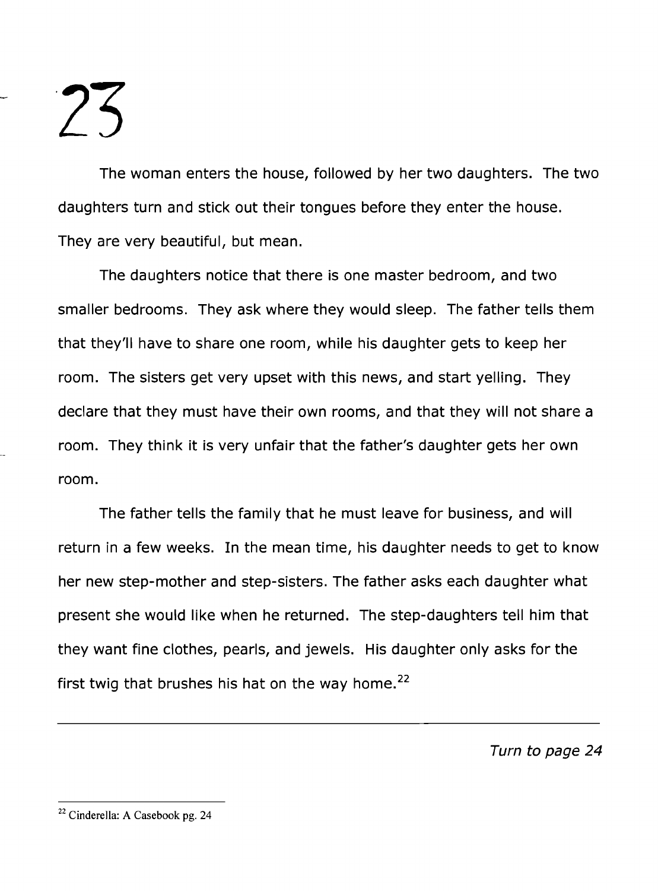# 23

The woman enters the house, followed by her two daughters. The two daughters turn and stick out their tongues before they enter the house. They are very beautiful, but mean.

The daughters notice that there is one master bedroom, and two smaller bedrooms. They ask where they would sleep. The father tells them that they'll have to share one room, while his daughter gets to keep her room. The sisters get very upset with this news, and start yelling. They declare that they must have their own rooms, and that they will not share a room. They think it is very unfair that the father's daughter gets her own room.

The father tells the family that he must leave for business, and will return in a few weeks. In the mean time, his daughter needs to get to know her new step-mother and step-sisters. The father asks each daughter what present she would like when he returned. The step-daughters tell him that they want fine clothes, pearls, and jewels. His daughter only asks for the first twig that brushes his hat on the way home.[22]

---

*Turn to page 24*

[22] Cinderella: A Casebook pg. 24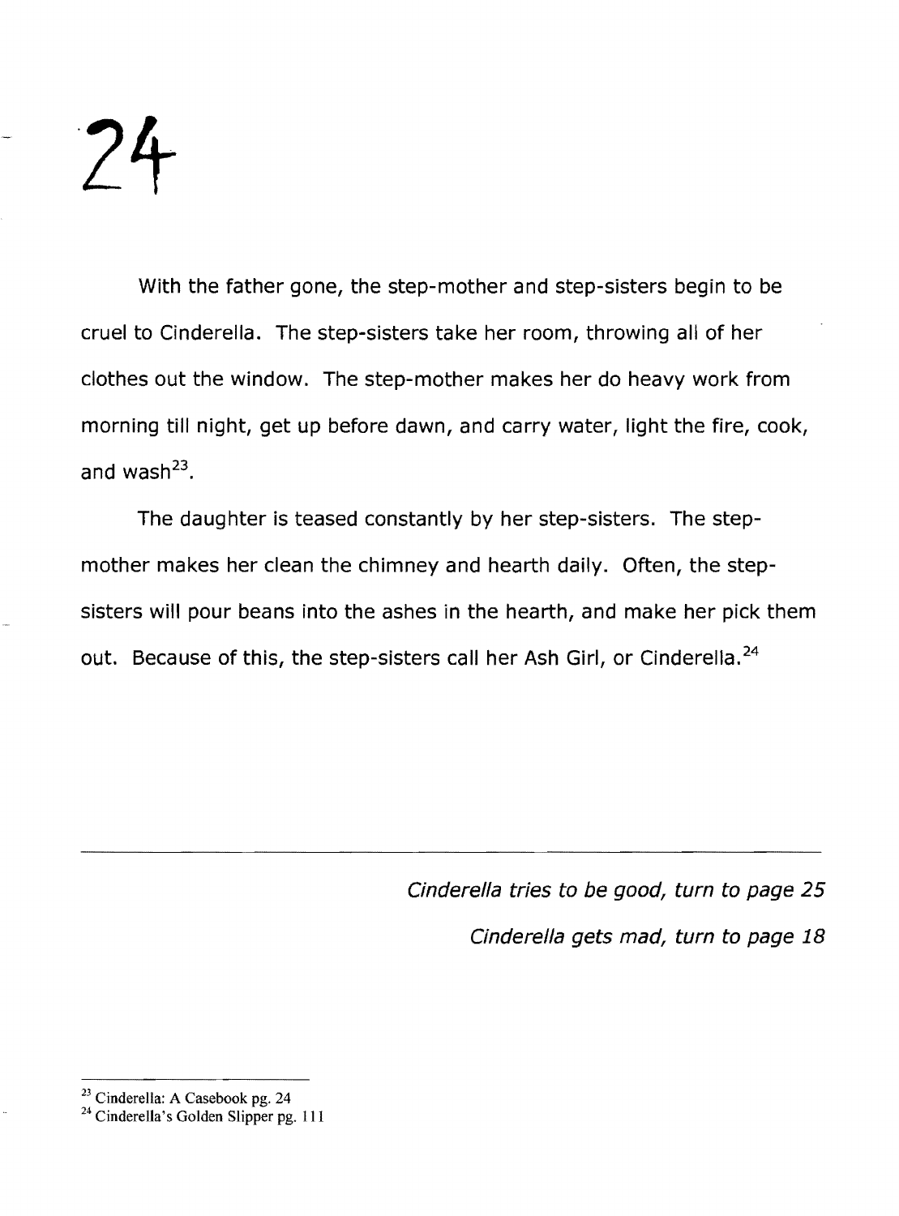# 24

With the father gone, the step-mother and step-sisters begin to be cruel to Cinderella. The step-sisters take her room, throwing all of her clothes out the window. The step-mother makes her do heavy work from morning till night, get up before dawn, and carry water, light the fire, cook, and wash[23].

The daughter is teased constantly by her step-sisters. The step-mother makes her clean the chimney and hearth daily. Often, the step-sisters will pour beans into the ashes in the hearth, and make her pick them out. Because of this, the step-sisters call her Ash Girl, or Cinderella.[24]

---

*Cinderella tries to be good, turn to page 25*

*Cinderella gets mad, turn to page 18*

[23] Cinderella: A Casebook pg. 24

[24] Cinderella's Golden Slipper pg. 111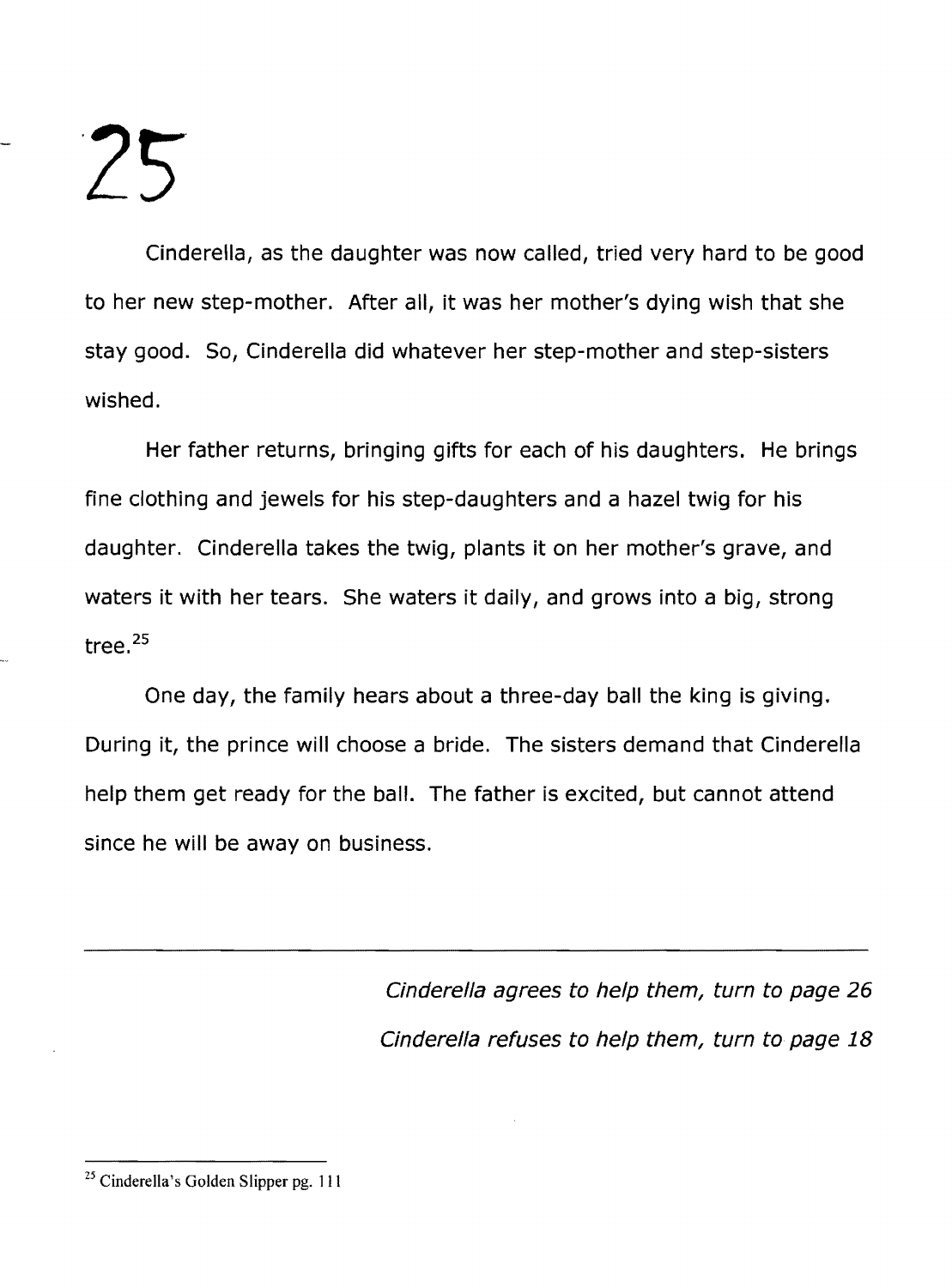# 25

Cinderella, as the daughter was now called, tried very hard to be good to her new step-mother. After all, it was her mother's dying wish that she stay good. So, Cinderella did whatever her step-mother and step-sisters wished.

Her father returns, bringing gifts for each of his daughters. He brings fine clothing and jewels for his step-daughters and a hazel twig for his daughter. Cinderella takes the twig, plants it on her mother's grave, and waters it with her tears. She waters it daily, and grows into a big, strong tree.[25]

One day, the family hears about a three-day ball the king is giving. During it, the prince will choose a bride. The sisters demand that Cinderella help them get ready for the ball. The father is excited, but cannot attend since he will be away on business.

---

*Cinderella agrees to help them, turn to page 26*

*Cinderella refuses to help them, turn to page 18*

---

[25] Cinderella's Golden Slipper pg. 111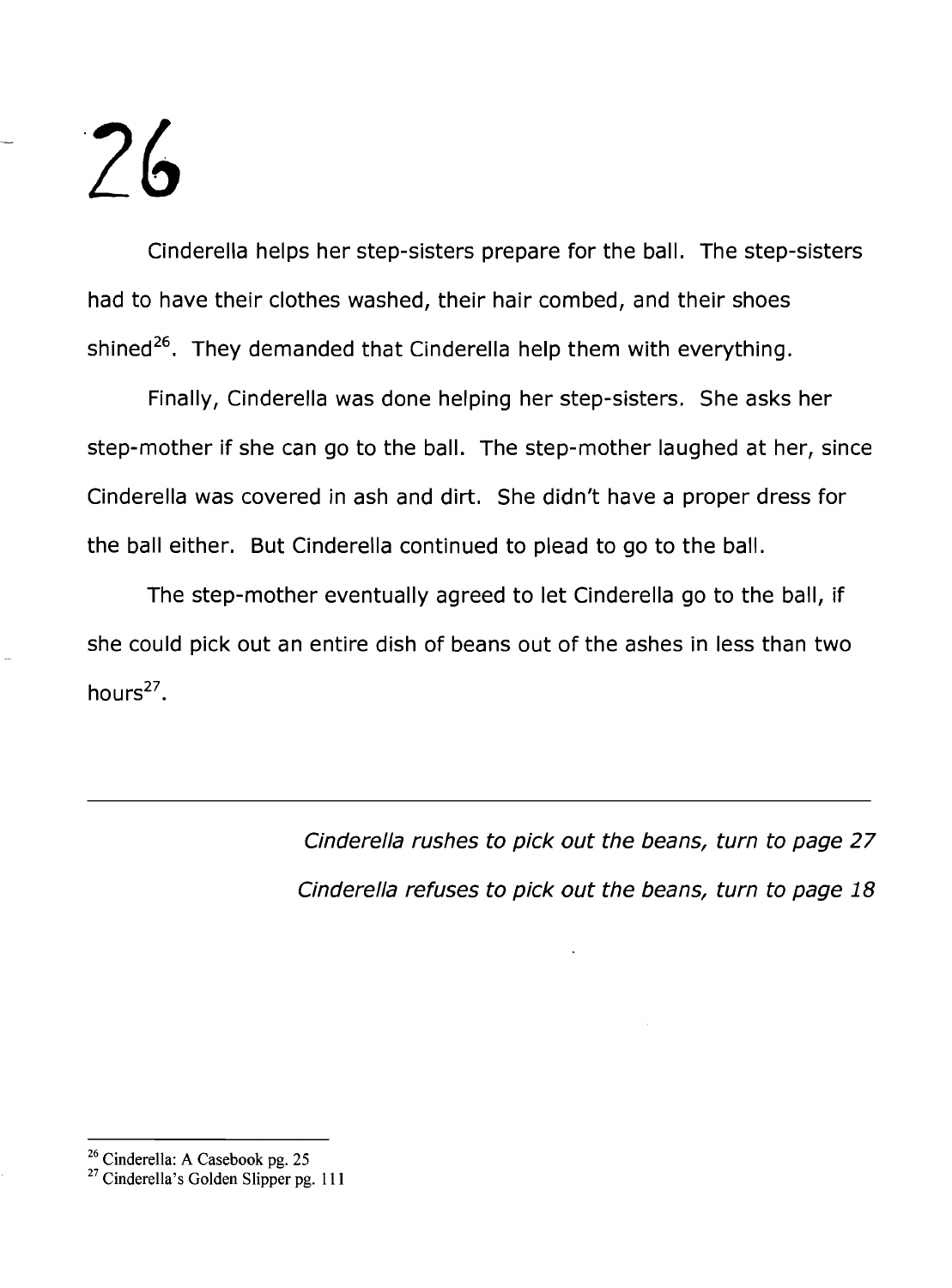Cinderella helps her step-sisters prepare for the ball. The step-sisters had to have their clothes washed, their hair combed, and their shoes shined[26]. They demanded that Cinderella help them with everything.

Finally, Cinderella was done helping her step-sisters. She asks her step-mother if she can go to the ball. The step-mother laughed at her, since Cinderella was covered in ash and dirt. She didn't have a proper dress for the ball either. But Cinderella continued to plead to go to the ball.

The step-mother eventually agreed to let Cinderella go to the ball, if she could pick out an entire dish of beans out of the ashes in less than two hours[27].

---

*Cinderella rushes to pick out the beans, turn to page 27*

*Cinderella refuses to pick out the beans, turn to page 18*

---

[26] Cinderella: A Casebook pg. 25

[27] Cinderella's Golden Slipper pg. 111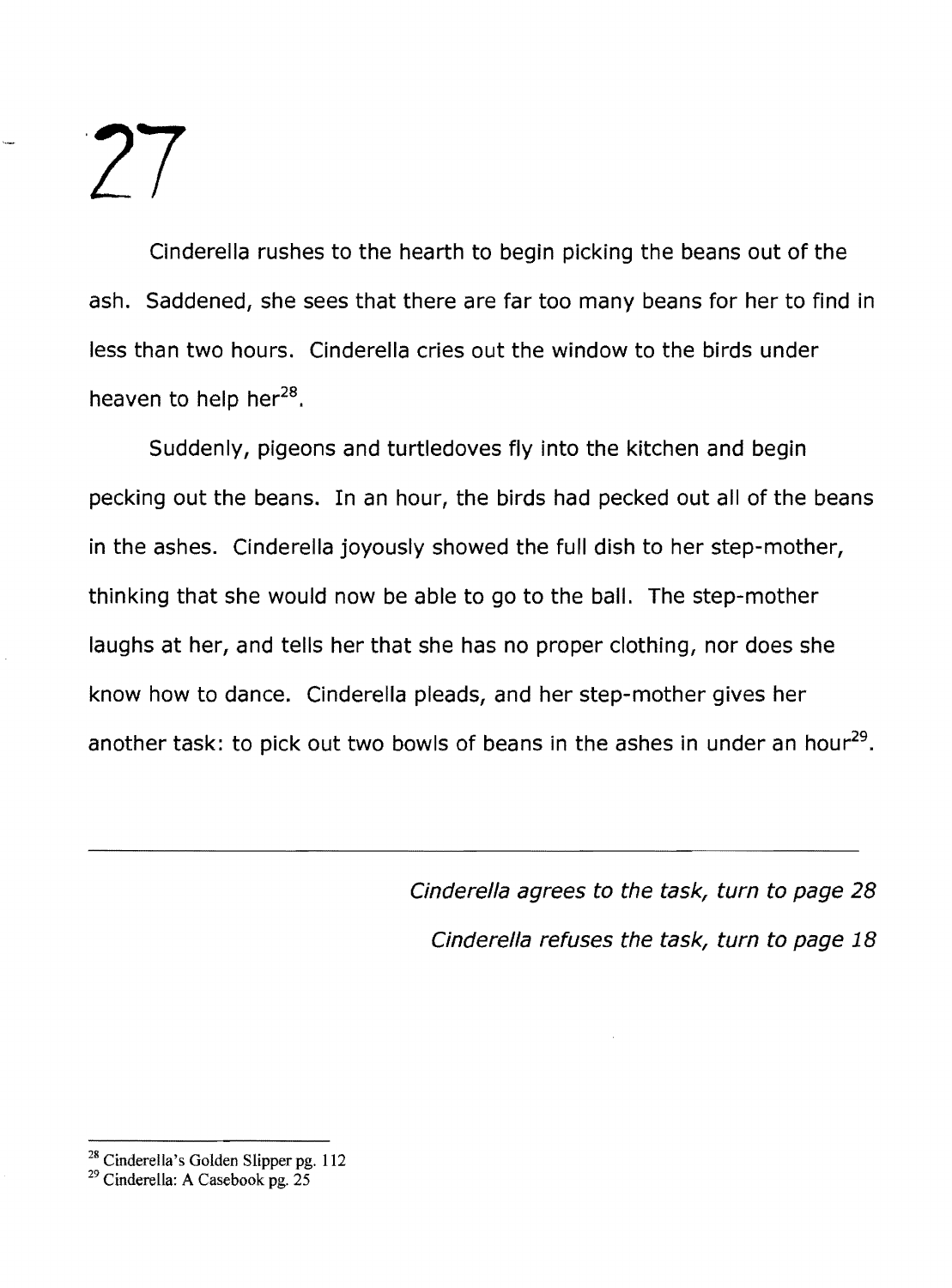# 27

Cinderella rushes to the hearth to begin picking the beans out of the ash. Saddened, she sees that there are far too many beans for her to find in less than two hours. Cinderella cries out the window to the birds under heaven to help her[28].

Suddenly, pigeons and turtledoves fly into the kitchen and begin pecking out the beans. In an hour, the birds had pecked out all of the beans in the ashes. Cinderella joyously showed the full dish to her step-mother, thinking that she would now be able to go to the ball. The step-mother laughs at her, and tells her that she has no proper clothing, nor does she know how to dance. Cinderella pleads, and her step-mother gives her another task: to pick out two bowls of beans in the ashes in under an hour[29].

---

*Cinderella agrees to the task, turn to page 28*

*Cinderella refuses the task, turn to page 18*

---

[28] Cinderella's Golden Slipper pg. 112

[29] Cinderella: A Casebook pg. 25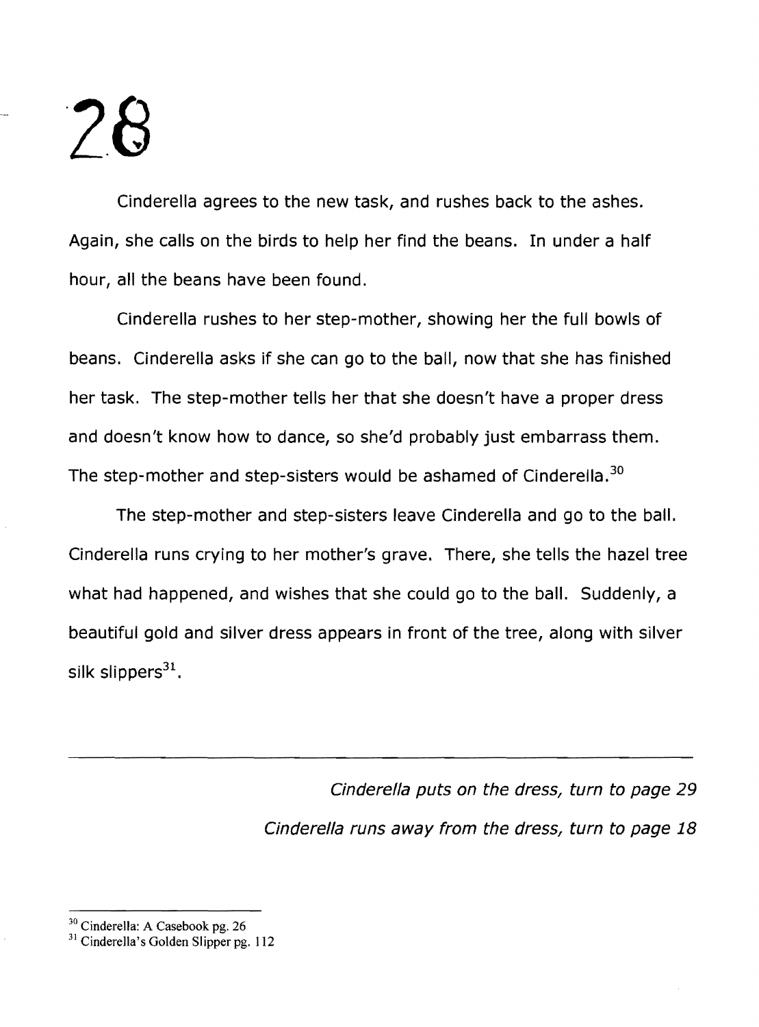# 28

Cinderella agrees to the new task, and rushes back to the ashes. Again, she calls on the birds to help her find the beans. In under a half hour, all the beans have been found.

Cinderella rushes to her step-mother, showing her the full bowls of beans. Cinderella asks if she can go to the ball, now that she has finished her task. The step-mother tells her that she doesn't have a proper dress and doesn't know how to dance, so she'd probably just embarrass them. The step-mother and step-sisters would be ashamed of Cinderella.[30]

The step-mother and step-sisters leave Cinderella and go to the ball. Cinderella runs crying to her mother's grave. There, she tells the hazel tree what had happened, and wishes that she could go to the ball. Suddenly, a beautiful gold and silver dress appears in front of the tree, along with silver silk slippers[31].

---

*Cinderella puts on the dress, turn to page 29*

*Cinderella runs away from the dress, turn to page 18*

---

[30] Cinderella: A Casebook pg. 26

[31] Cinderella's Golden Slipper pg. 112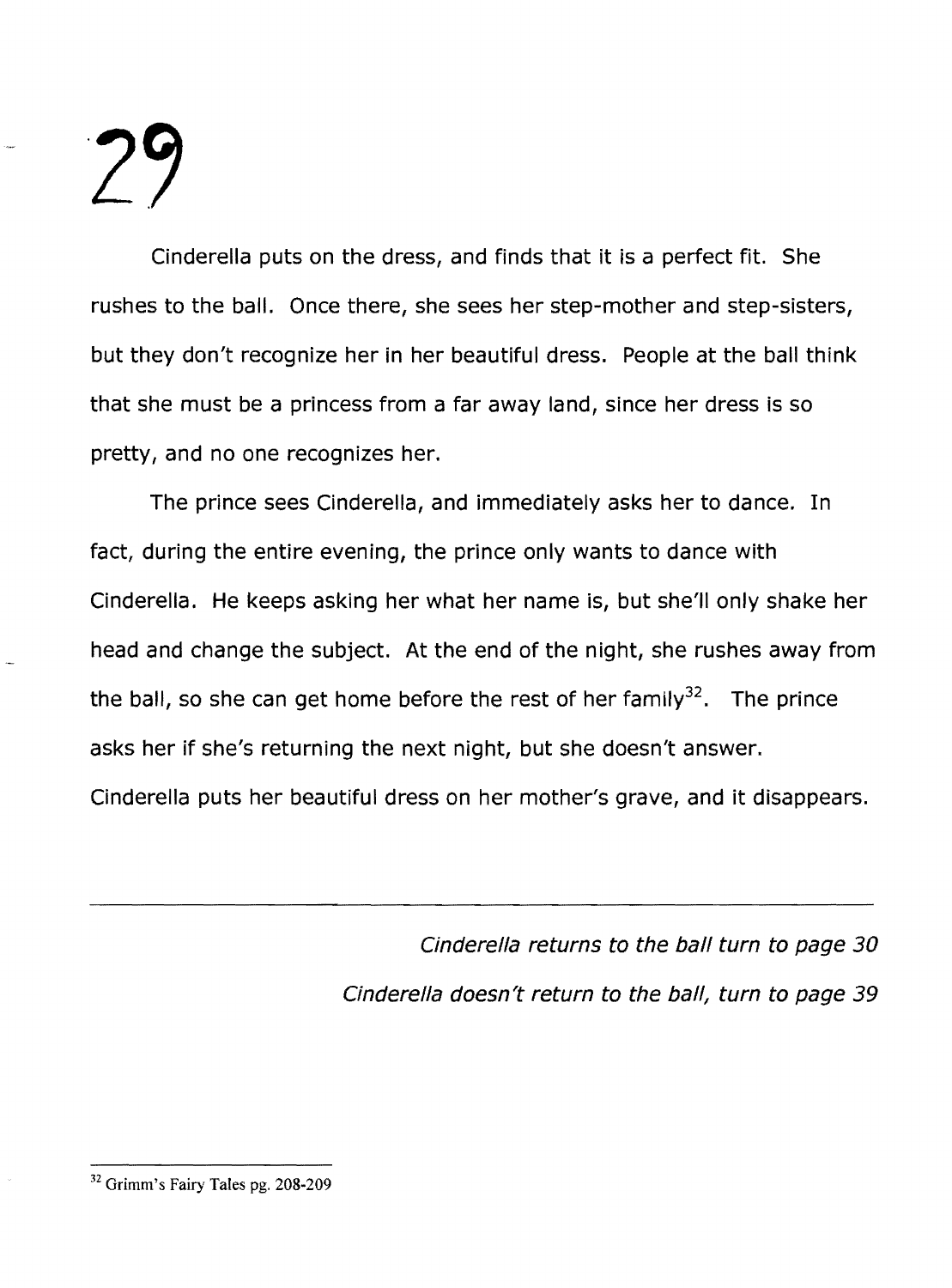# 29

Cinderella puts on the dress, and finds that it is a perfect fit. She rushes to the ball. Once there, she sees her step-mother and step-sisters, but they don't recognize her in her beautiful dress. People at the ball think that she must be a princess from a far away land, since her dress is so pretty, and no one recognizes her.

The prince sees Cinderella, and immediately asks her to dance. In fact, during the entire evening, the prince only wants to dance with Cinderella. He keeps asking her what her name is, but she'll only shake her head and change the subject. At the end of the night, she rushes away from the ball, so she can get home before the rest of her family[32]. The prince asks her if she's returning the next night, but she doesn't answer. Cinderella puts her beautiful dress on her mother's grave, and it disappears.

---

*Cinderella returns to the ball turn to page 30*

*Cinderella doesn't return to the ball, turn to page 39*

---

[32] Grimm's Fairy Tales pg. 208-209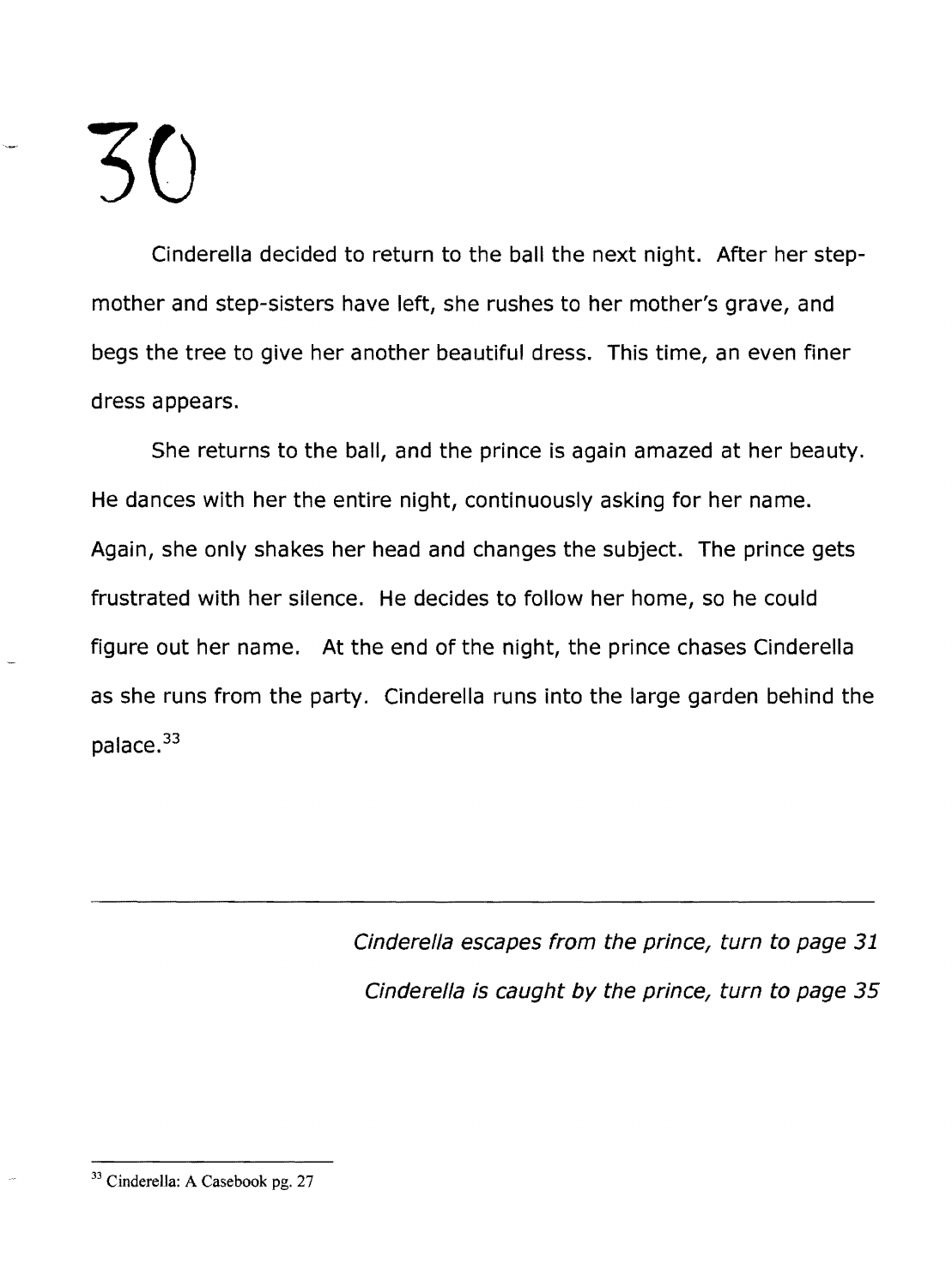# 30

Cinderella decided to return to the ball the next night. After her step-mother and step-sisters have left, she rushes to her mother's grave, and begs the tree to give her another beautiful dress. This time, an even finer dress appears.

She returns to the ball, and the prince is again amazed at her beauty. He dances with her the entire night, continuously asking for her name. Again, she only shakes her head and changes the subject. The prince gets frustrated with her silence. He decides to follow her home, so he could figure out her name. At the end of the night, the prince chases Cinderella as she runs from the party. Cinderella runs into the large garden behind the palace.[33]

---

*Cinderella escapes from the prince, turn to page 31*

*Cinderella is caught by the prince, turn to page 35*

---

[33] Cinderella: A Casebook pg. 27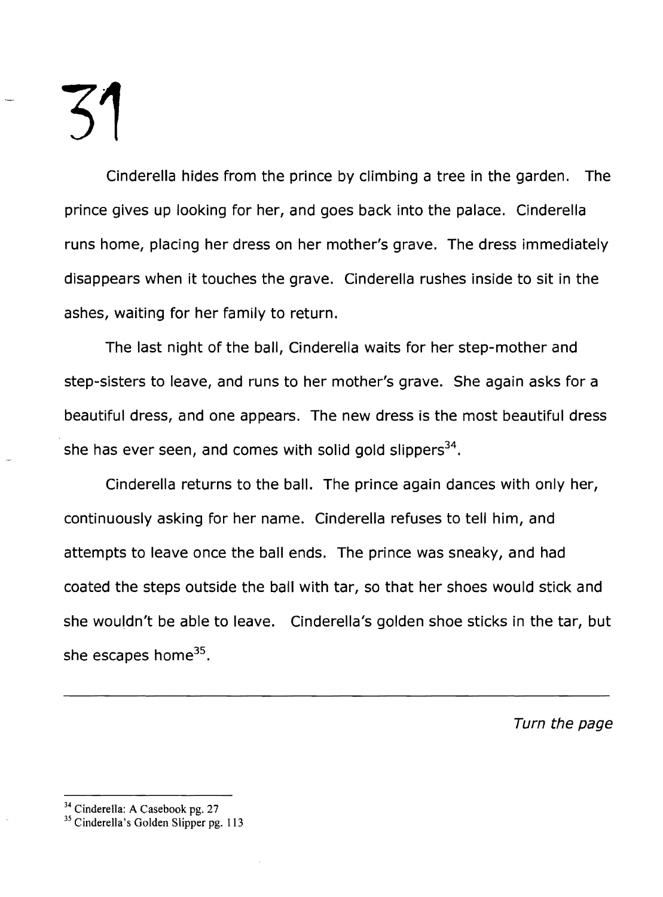Cinderella hides from the prince by climbing a tree in the garden. The prince gives up looking for her, and goes back into the palace. Cinderella runs home, placing her dress on her mother's grave. The dress immediately disappears when it touches the grave. Cinderella rushes inside to sit in the ashes, waiting for her family to return.

The last night of the ball, Cinderella waits for her step-mother and step-sisters to leave, and runs to her mother's grave. She again asks for a beautiful dress, and one appears. The new dress is the most beautiful dress she has ever seen, and comes with solid gold slippers[34].

Cinderella returns to the ball. The prince again dances with only her, continuously asking for her name. Cinderella refuses to tell him, and attempts to leave once the ball ends. The prince was sneaky, and had coated the steps outside the ball with tar, so that her shoes would stick and she wouldn't be able to leave. Cinderella's golden shoe sticks in the tar, but she escapes home[35].

---

*Turn the page*

[34] Cinderella: A Casebook pg. 27

[35] Cinderella's Golden Slipper pg. 113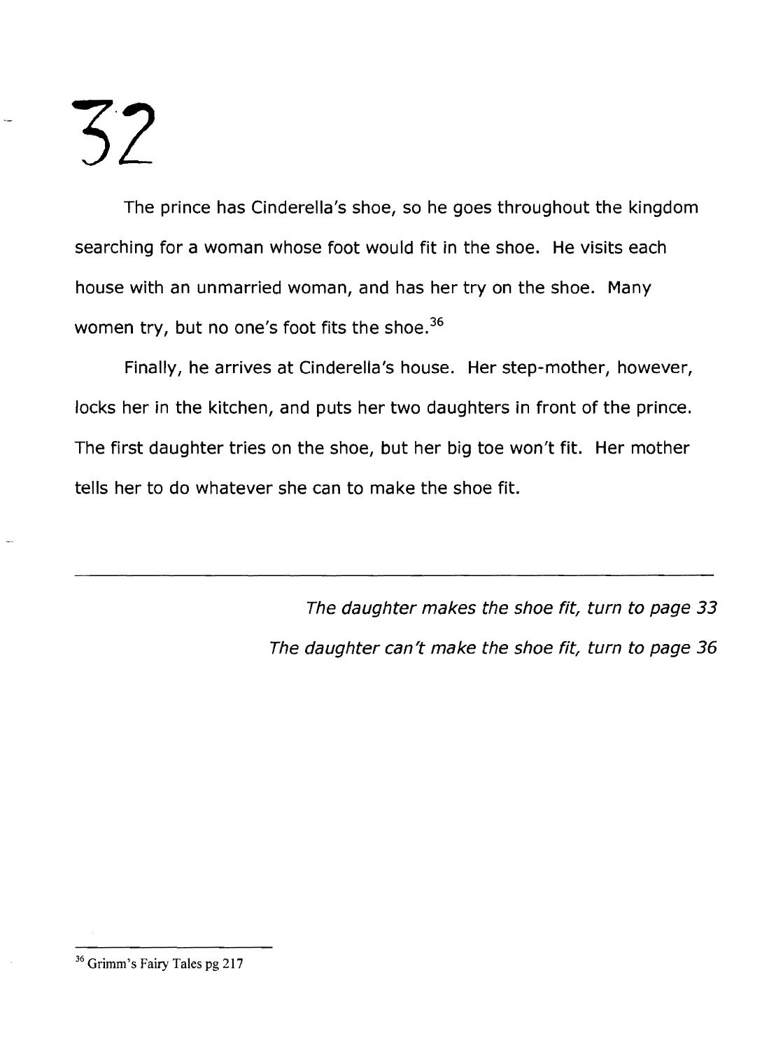# 32

The prince has Cinderella's shoe, so he goes throughout the kingdom searching for a woman whose foot would fit in the shoe. He visits each house with an unmarried woman, and has her try on the shoe. Many women try, but no one's foot fits the shoe.[36]

Finally, he arrives at Cinderella's house. Her step-mother, however, locks her in the kitchen, and puts her two daughters in front of the prince. The first daughter tries on the shoe, but her big toe won't fit. Her mother tells her to do whatever she can to make the shoe fit.

---

*The daughter makes the shoe fit, turn to page 33*

*The daughter can't make the shoe fit, turn to page 36*

[36] Grimm's Fairy Tales pg 217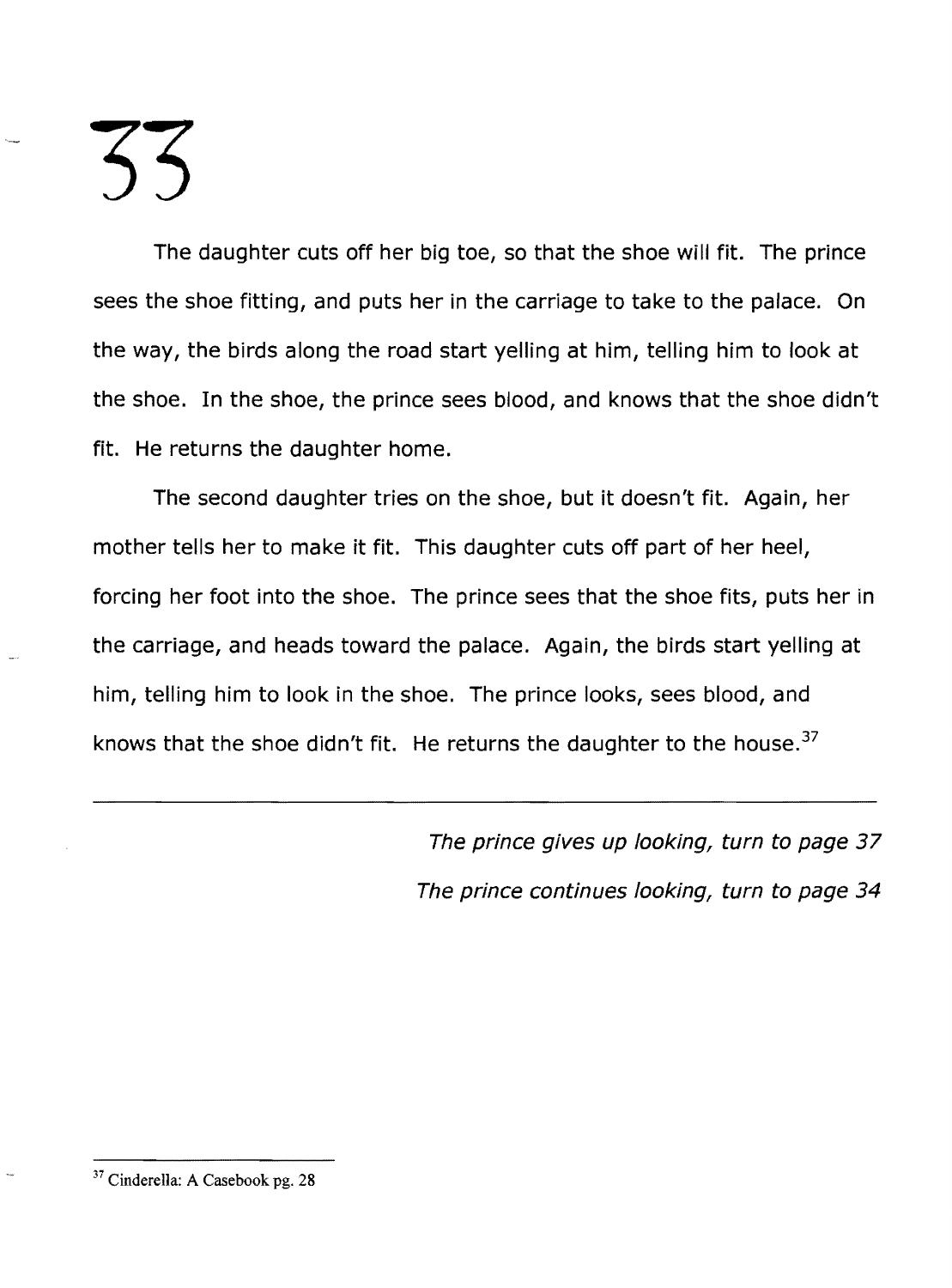# 33

The daughter cuts off her big toe, so that the shoe will fit. The prince sees the shoe fitting, and puts her in the carriage to take to the palace. On the way, the birds along the road start yelling at him, telling him to look at the shoe. In the shoe, the prince sees blood, and knows that the shoe didn't fit. He returns the daughter home.

The second daughter tries on the shoe, but it doesn't fit. Again, her mother tells her to make it fit. This daughter cuts off part of her heel, forcing her foot into the shoe. The prince sees that the shoe fits, puts her in the carriage, and heads toward the palace. Again, the birds start yelling at him, telling him to look in the shoe. The prince looks, sees blood, and knows that the shoe didn't fit. He returns the daughter to the house.[37]

---

*The prince gives up looking, turn to page 37*

*The prince continues looking, turn to page 34*

---

[37] Cinderella: A Casebook pg. 28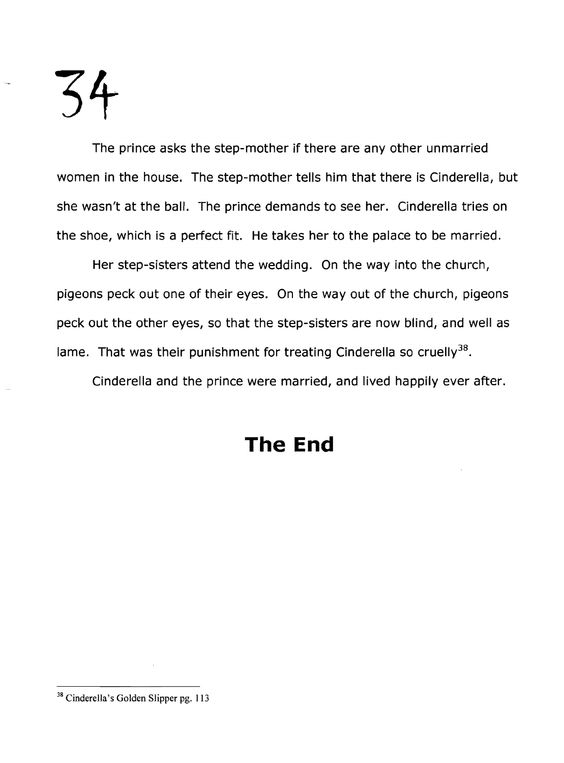# 34

The prince asks the step-mother if there are any other unmarried women in the house. The step-mother tells him that there is Cinderella, but she wasn't at the ball. The prince demands to see her. Cinderella tries on the shoe, which is a perfect fit. He takes her to the palace to be married.

Her step-sisters attend the wedding. On the way into the church, pigeons peck out one of their eyes. On the way out of the church, pigeons peck out the other eyes, so that the step-sisters are now blind, and well as lame. That was their punishment for treating Cinderella so cruelly[38].

Cinderella and the prince were married, and lived happily ever after.

## The End

---

[38] Cinderella's Golden Slipper pg. 113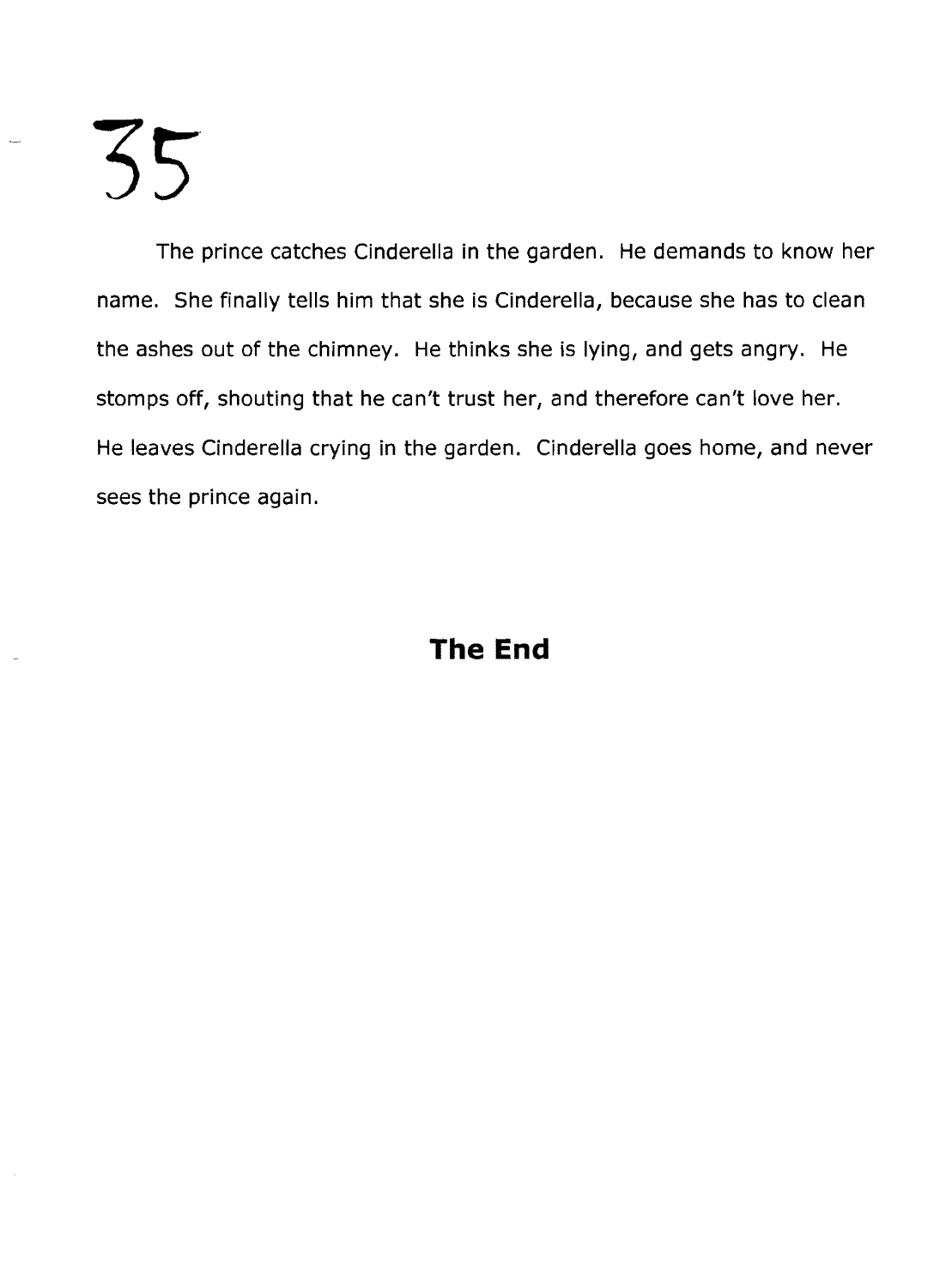# 35

The prince catches Cinderella in the garden. He demands to know her name. She finally tells him that she is Cinderella, because she has to clean the ashes out of the chimney. He thinks she is lying, and gets angry. He stomps off, shouting that he can't trust her, and therefore can't love her. He leaves Cinderella crying in the garden. Cinderella goes home, and never sees the prince again.

**The End**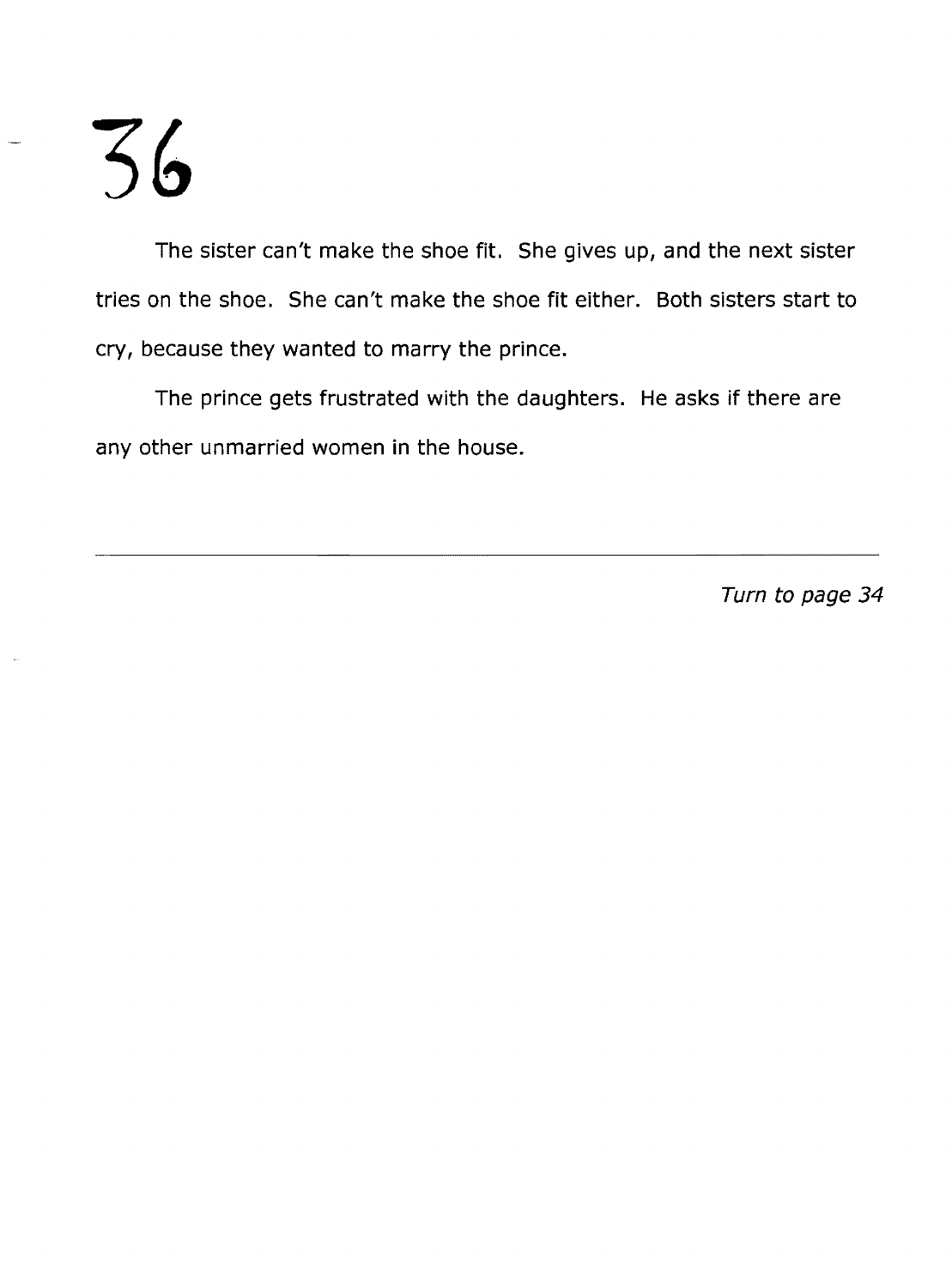# 36

The sister can't make the shoe fit. She gives up, and the next sister tries on the shoe. She can't make the shoe fit either. Both sisters start to cry, because they wanted to marry the prince.

The prince gets frustrated with the daughters. He asks if there are any other unmarried women in the house.

---

*Turn to page 34*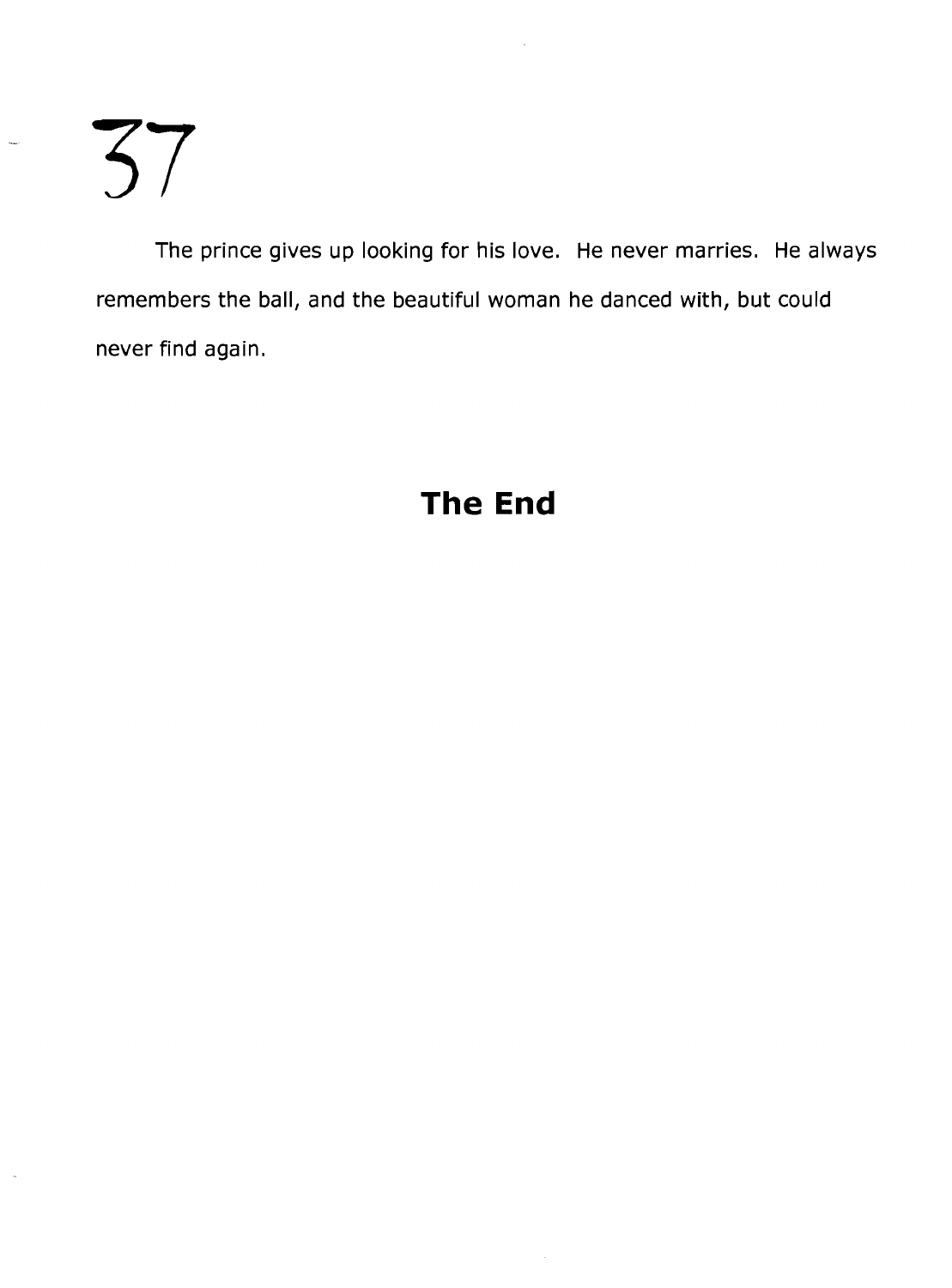# 37

The prince gives up looking for his love. He never marries. He always remembers the ball, and the beautiful woman he danced with, but could never find again.

## **The End**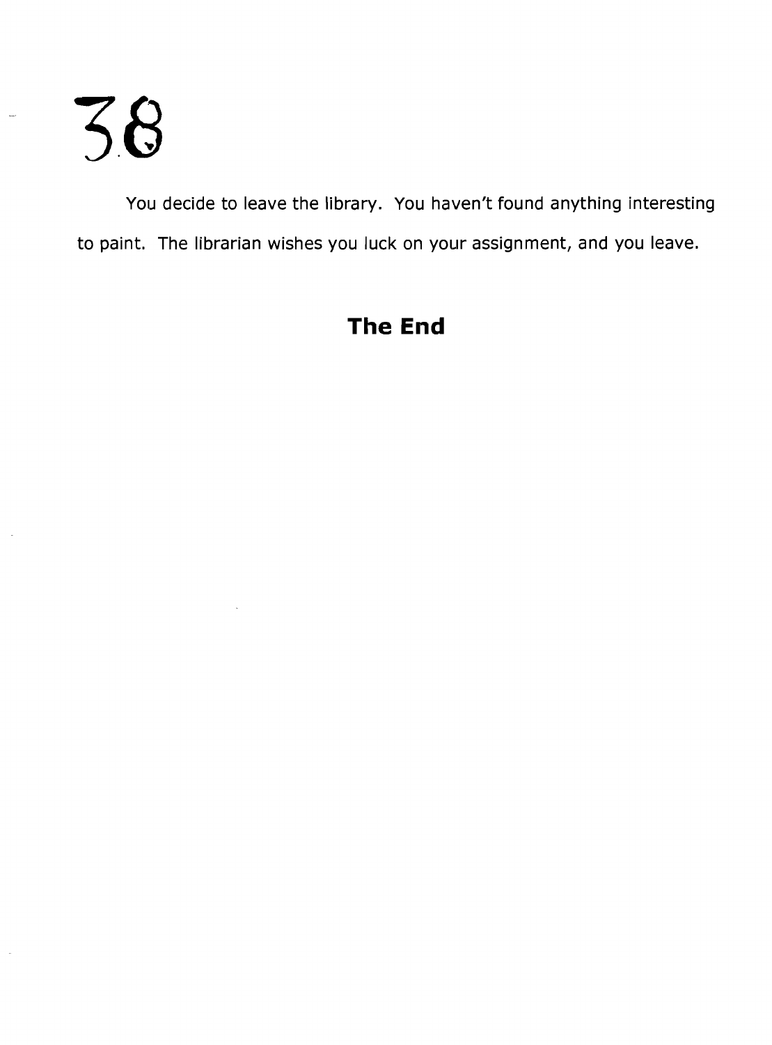# 38

You decide to leave the library. You haven't found anything interesting to paint. The librarian wishes you luck on your assignment, and you leave.

**The End**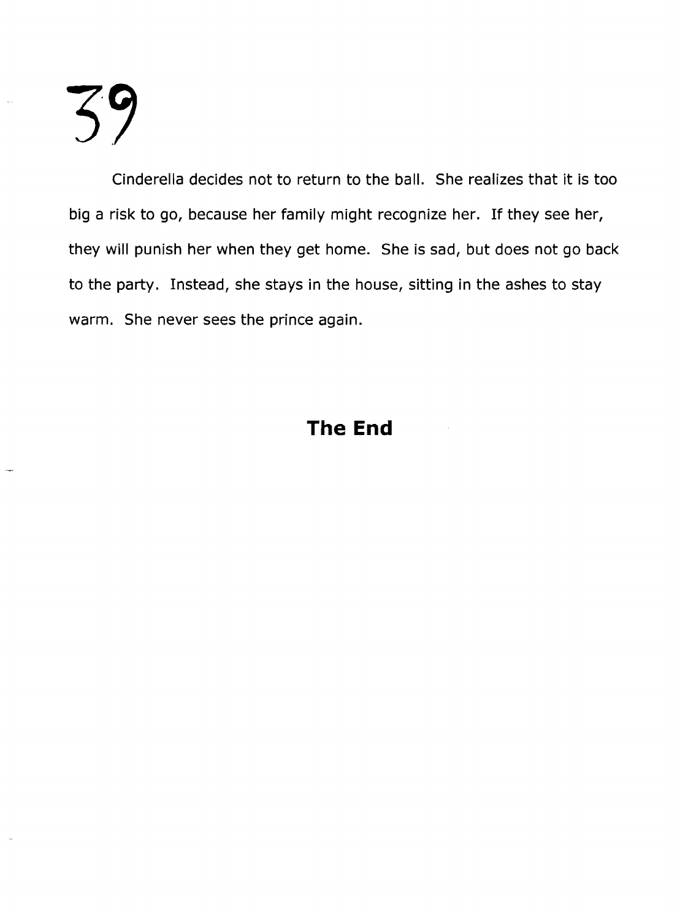# 39

Cinderella decides not to return to the ball. She realizes that it is too big a risk to go, because her family might recognize her. If they see her, they will punish her when they get home. She is sad, but does not go back to the party. Instead, she stays in the house, sitting in the ashes to stay warm. She never sees the prince again.

**The End**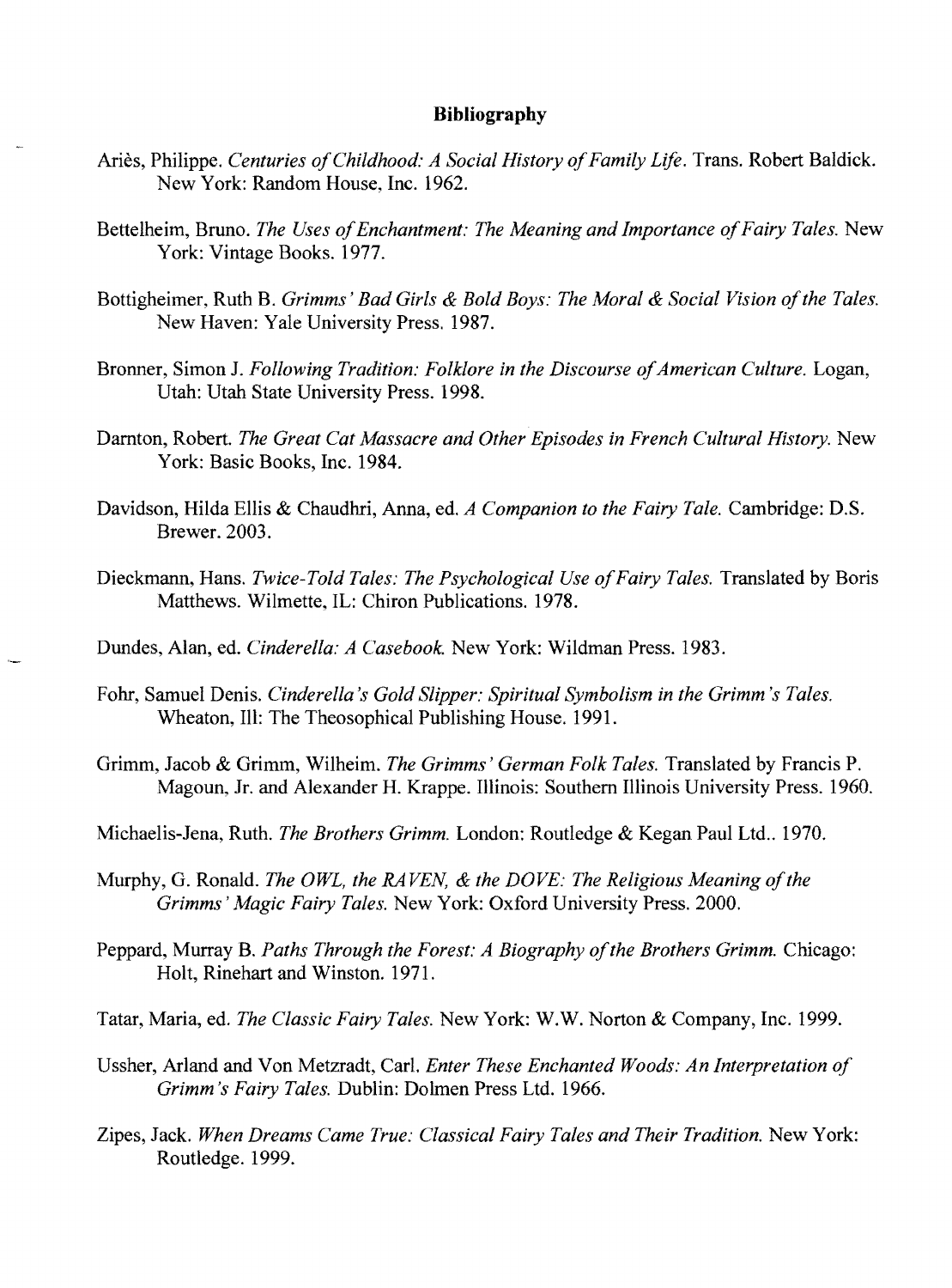# Bibliography

Ariès, Philippe. *Centuries of Childhood: A Social History of Family Life*. Trans. Robert Baldick. New York: Random House, Inc. 1962.

Bettelheim, Bruno. *The Uses of Enchantment: The Meaning and Importance of Fairy Tales.* New York: Vintage Books. 1977.

Bottigheimer, Ruth B. *Grimms' Bad Girls & Bold Boys: The Moral & Social Vision of the Tales.* New Haven: Yale University Press. 1987.

Bronner, Simon J. *Following Tradition: Folklore in the Discourse of American Culture.* Logan, Utah: Utah State University Press. 1998.

Darnton, Robert. *The Great Cat Massacre and Other Episodes in French Cultural History.* New York: Basic Books, Inc. 1984.

Davidson, Hilda Ellis & Chaudhri, Anna, ed. *A Companion to the Fairy Tale.* Cambridge: D.S. Brewer. 2003.

Dieckmann, Hans. *Twice-Told Tales: The Psychological Use of Fairy Tales.* Translated by Boris Matthews. Wilmette, IL: Chiron Publications. 1978.

Dundes, Alan, ed. *Cinderella: A Casebook.* New York: Wildman Press. 1983.

Fohr, Samuel Denis. *Cinderella's Gold Slipper: Spiritual Symbolism in the Grimm's Tales.* Wheaton, Ill: The Theosophical Publishing House. 1991.

Grimm, Jacob & Grimm, Wilheim. *The Grimms' German Folk Tales.* Translated by Francis P. Magoun, Jr. and Alexander H. Krappe. Illinois: Southern Illinois University Press. 1960.

Michaelis-Jena, Ruth. *The Brothers Grimm.* London: Routledge & Kegan Paul Ltd.. 1970.

Murphy, G. Ronald. *The OWL, the RAVEN, & the DOVE: The Religious Meaning of the Grimms' Magic Fairy Tales.* New York: Oxford University Press. 2000.

Peppard, Murray B. *Paths Through the Forest: A Biography of the Brothers Grimm.* Chicago: Holt, Rinehart and Winston. 1971.

Tatar, Maria, ed. *The Classic Fairy Tales.* New York: W.W. Norton & Company, Inc. 1999.

Ussher, Arland and Von Metzradt, Carl. *Enter These Enchanted Woods: An Interpretation of Grimm's Fairy Tales.* Dublin: Dolmen Press Ltd. 1966.

Zipes, Jack. *When Dreams Came True: Classical Fairy Tales and Their Tradition.* New York: Routledge. 1999.